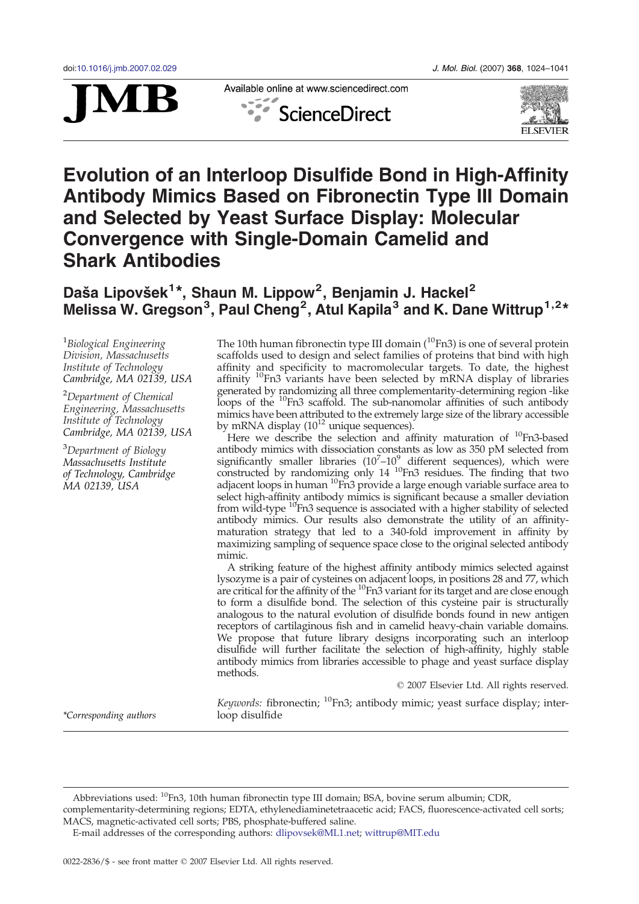doi:10.1016/j.jmb.2007.02.029

# Evolution of an Interloop Disulfide Bond in High-Affinity Antibody Mimics Based on Fibronectin Type III Domain and Selected by Yeast Surface Display: Molecular Convergence with Single-Domain Camelid and Shark Antibodies

**Daša Lipovšek[1]*, Shaun M. Lippow[2], Benjamin J. Hackel[2], Melissa W. Gregson[3], Paul Cheng[2], Atul Kapila[3] and K. Dane Wittrup[1,2]***

[1]*Biological Engineering Division, Massachusetts Institute of Technology Cambridge, MA 02139, USA*

[2]*Department of Chemical Engineering, Massachusetts Institute of Technology Cambridge, MA 02139, USA*

[3]*Department of Biology Massachusetts Institute of Technology, Cambridge MA 02139, USA*

*Corresponding authors

The 10th human fibronectin type III domain ($^{10}$Fn3) is one of several protein scaffolds used to design and select families of proteins that bind with high affinity and specificity to macromolecular targets. To date, the highest affinity $^{10}$Fn3 variants have been selected by mRNA display of libraries generated by randomizing all three complementarity-determining region -like loops of the $^{10}$Fn3 scaffold. The sub-nanomolar affinities of such antibody mimics have been attributed to the extremely large size of the library accessible by mRNA display ($10^{12}$ unique sequences).

Here we describe the selection and affinity maturation of $^{10}$Fn3-based antibody mimics with dissociation constants as low as 350 pM selected from significantly smaller libraries ($10^7$–$10^9$ different sequences), which were constructed by randomizing only 14 $^{10}$Fn3 residues. The finding that two adjacent loops in human $^{10}$Fn3 provide a large enough variable surface area to select high-affinity antibody mimics is significant because a smaller deviation from wild-type $^{10}$Fn3 sequence is associated with a higher stability of selected antibody mimics. Our results also demonstrate the utility of an affinity-maturation strategy that led to a 340-fold improvement in affinity by maximizing sampling of sequence space close to the original selected antibody mimic.

A striking feature of the highest affinity antibody mimics selected against lysozyme is a pair of cysteines on adjacent loops, in positions 28 and 77, which are critical for the affinity of the $^{10}$Fn3 variant for its target and are close enough to form a disulfide bond. The selection of this cysteine pair is structurally analogous to the natural evolution of disulfide bonds found in new antigen receptors of cartilaginous fish and in camelid heavy-chain variable domains. We propose that future library designs incorporating such an interloop disulfide will further facilitate the selection of high-affinity, highly stable antibody mimics from libraries accessible to phage and yeast surface display methods.

© 2007 Elsevier Ltd. All rights reserved.

*Keywords:* fibronectin; $^{10}$Fn3; antibody mimic; yeast surface display; interloop disulfide

Abbreviations used: $^{10}$Fn3, 10th human fibronectin type III domain; BSA, bovine serum albumin; CDR, complementarity-determining regions; EDTA, ethylenediaminetetraacetic acid; FACS, fluorescence-activated cell sorts; MACS, magnetic-activated cell sorts; PBS, phosphate-buffered saline.

E-mail addresses of the corresponding authors: dlipovsek@ML1.net; wittrup@MIT.edu

0022-2836/$ - see front matter © 2007 Elsevier Ltd. All rights reserved.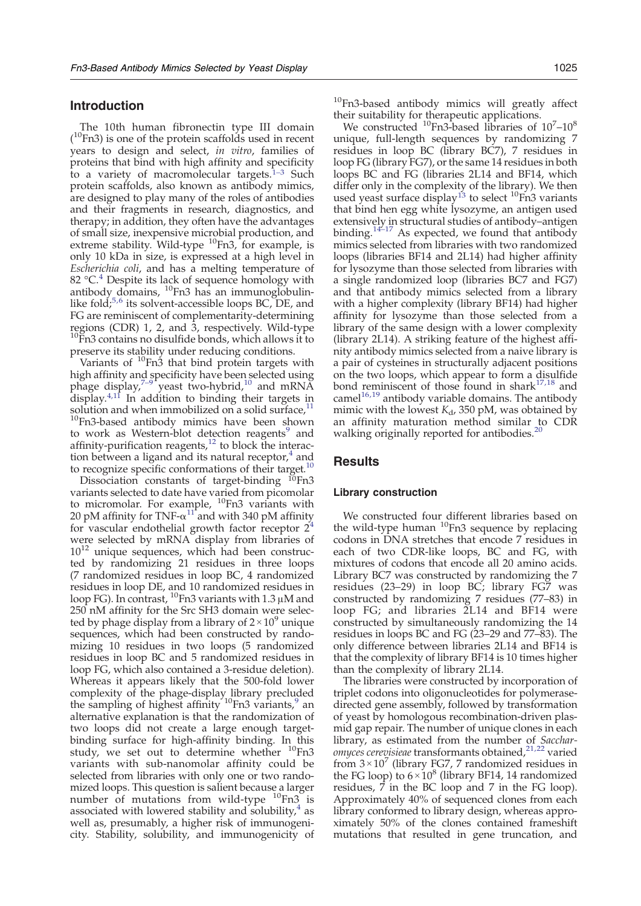## Introduction

The 10th human fibronectin type III domain ($^{10}$Fn3) is one of the protein scaffolds used in recent years to design and select, *in vitro*, families of proteins that bind with high affinity and specificity to a variety of macromolecular targets.[1–3] Such protein scaffolds, also known as antibody mimics, are designed to play many of the roles of antibodies and their fragments in research, diagnostics, and therapy; in addition, they often have the advantages of small size, inexpensive microbial production, and extreme stability. Wild-type $^{10}$Fn3, for example, is only 10 kDa in size, is expressed at a high level in *Escherichia coli*, and has a melting temperature of 82 °C.[4] Despite its lack of sequence homology with antibody domains, $^{10}$Fn3 has an immunoglobulin-like fold;[5,6] its solvent-accessible loops BC, DE, and FG are reminiscent of complementarity-determining regions (CDR) 1, 2, and 3, respectively. Wild-type $^{10}$Fn3 contains no disulfide bonds, which allows it to preserve its stability under reducing conditions.

Variants of $^{10}$Fn3 that bind protein targets with high affinity and specificity have been selected using phage display,[7–9] yeast two-hybrid,[10] and mRNA display.[4,11] In addition to binding their targets in solution and when immobilized on a solid surface,[11] $^{10}$Fn3-based antibody mimics have been shown to work as Western-blot detection reagents[9] and affinity-purification reagents,[12] to block the interaction between a ligand and its natural receptor,[4] and to recognize specific conformations of their target.[10]

Dissociation constants of target-binding $^{10}$Fn3 variants selected to date have varied from picomolar to micromolar. For example, $^{10}$Fn3 variants with 20 pM affinity for TNF-α[11] and with 340 pM affinity for vascular endothelial growth factor receptor 2[4] were selected by mRNA display from libraries of $10^{12}$ unique sequences, which had been constructed by randomizing 21 residues in three loops (7 randomized residues in loop BC, 4 randomized residues in loop DE, and 10 randomized residues in loop FG). In contrast, $^{10}$Fn3 variants with 1.3 μM and 250 nM affinity for the Src SH3 domain were selected by phage display from a library of $2\times10^9$ unique sequences, which had been constructed by randomizing 10 residues in two loops (5 randomized residues in loop BC and 5 randomized residues in loop FG, which also contained a 3-residue deletion). Whereas it appears likely that the 500-fold lower complexity of the phage-display library precluded the sampling of highest affinity $^{10}$Fn3 variants,[9] an alternative explanation is that the randomization of two loops did not create a large enough target-binding surface for high-affinity binding. In this study, we set out to determine whether $^{10}$Fn3 variants with sub-nanomolar affinity could be selected from libraries with only one or two randomized loops. This question is salient because a larger number of mutations from wild-type $^{10}$Fn3 is associated with lowered stability and solubility,[4] as well as, presumably, a higher risk of immunogenicity. Stability, solubility, and immunogenicity of $^{10}$Fn3-based antibody mimics will greatly affect their suitability for therapeutic applications.

We constructed $^{10}$Fn3-based libraries of $10^7$–$10^8$ unique, full-length sequences by randomizing 7 residues in loop BC (library BC7), 7 residues in loop FG (library FG7), or the same 14 residues in both loops BC and FG (libraries 2L14 and BF14, which differ only in the complexity of the library). We then used yeast surface display[13] to select $^{10}$Fn3 variants that bind hen egg white lysozyme, an antigen used extensively in structural studies of antibody–antigen binding.[14–17] As expected, we found that antibody mimics selected from libraries with two randomized loops (libraries BF14 and 2L14) had higher affinity for lysozyme than those selected from libraries with a single randomized loop (libraries BC7 and FG7) and that antibody mimics selected from a library with a higher complexity (library BF14) had higher affinity for lysozyme than those selected from a library of the same design with a lower complexity (library 2L14). A striking feature of the highest affinity antibody mimics selected from a naive library is a pair of cysteines in structurally adjacent positions on the two loops, which appear to form a disulfide bond reminiscent of those found in shark[17,18] and camel[16,19] antibody variable domains. The antibody mimic with the lowest $K_d$, 350 pM, was obtained by an affinity maturation method similar to CDR walking originally reported for antibodies.[20]

## Results

### Library construction

We constructed four different libraries based on the wild-type human $^{10}$Fn3 sequence by replacing codons in DNA stretches that encode 7 residues in each of two CDR-like loops, BC and FG, with mixtures of codons that encode all 20 amino acids. Library BC7 was constructed by randomizing the 7 residues (23–29) in loop BC; library FG7 was constructed by randomizing 7 residues (77–83) in loop FG; and libraries 2L14 and BF14 were constructed by simultaneously randomizing the 14 residues in loops BC and FG (23–29 and 77–83). The only difference between libraries 2L14 and BF14 is that the complexity of library BF14 is 10 times higher than the complexity of library 2L14.

The libraries were constructed by incorporation of triplet codons into oligonucleotides for polymerase-directed gene assembly, followed by transformation of yeast by homologous recombination-driven plasmid gap repair. The number of unique clones in each library, as estimated from the number of *Saccharomyces cerevisiae* transformants obtained,[21,22] varied from $3\times10^7$ (library FG7, 7 randomized residues in the FG loop) to $6\times10^8$ (library BF14, 14 randomized residues, 7 in the BC loop and 7 in the FG loop). Approximately 40% of sequenced clones from each library conformed to library design, whereas approximately 50% of the clones contained frameshift mutations that resulted in gene truncation, and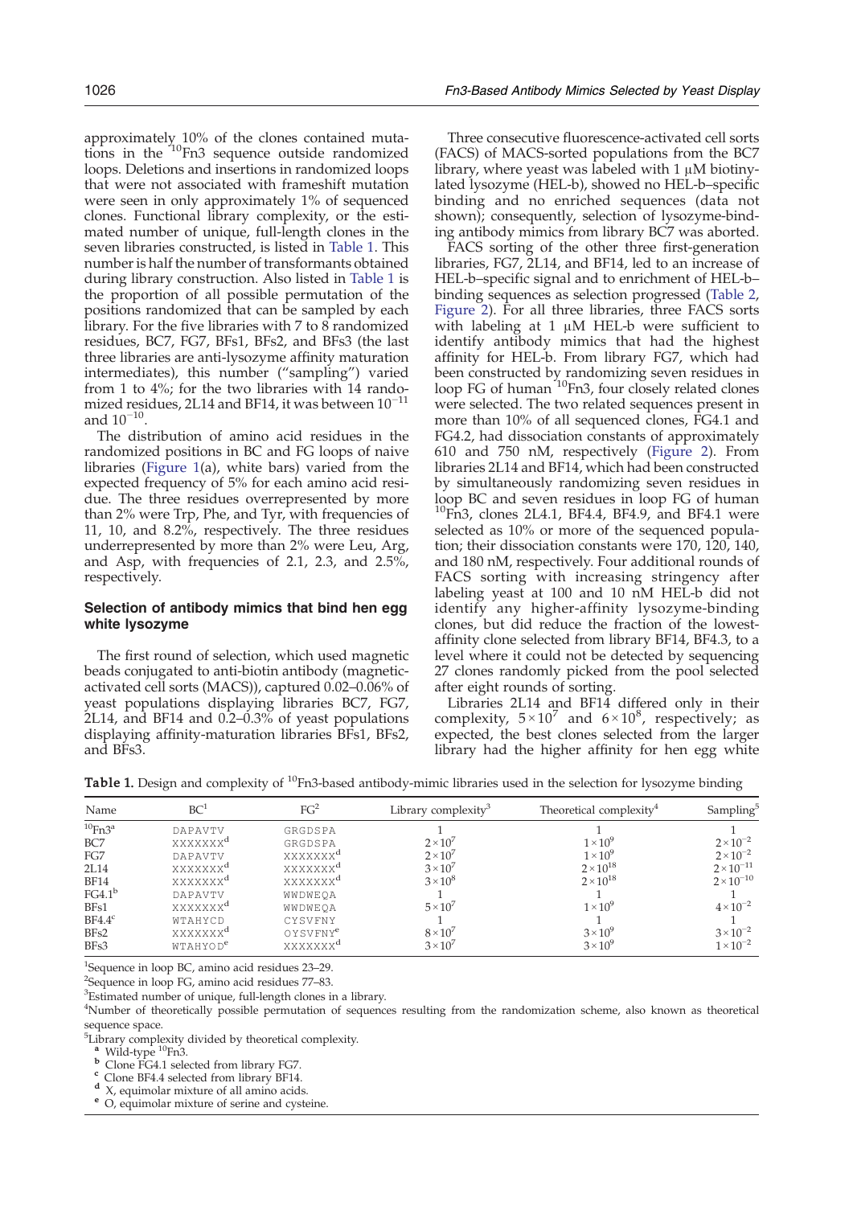approximately 10% of the clones contained mutations in the $^{10}$Fn3 sequence outside randomized loops. Deletions and insertions in randomized loops that were not associated with frameshift mutation were seen in only approximately 1% of sequenced clones. Functional library complexity, or the estimated number of unique, full-length clones in the seven libraries constructed, is listed in Table 1. This number is half the number of transformants obtained during library construction. Also listed in Table 1 is the proportion of all possible permutation of the positions randomized that can be sampled by each library. For the five libraries with 7 to 8 randomized residues, BC7, FG7, BFs1, BFs2, and BFs3 (the last three libraries are anti-lysozyme affinity maturation intermediates), this number ("sampling") varied from 1 to 4%; for the two libraries with 14 randomized residues, 2L14 and BF14, it was between $10^{-11}$ and $10^{-10}$.

The distribution of amino acid residues in the randomized positions in BC and FG loops of naive libraries (Figure 1(a), white bars) varied from the expected frequency of 5% for each amino acid residue. The three residues overrepresented by more than 2% were Trp, Phe, and Tyr, with frequencies of 11, 10, and 8.2%, respectively. The three residues underrepresented by more than 2% were Leu, Arg, and Asp, with frequencies of 2.1, 2.3, and 2.5%, respectively.

### Selection of antibody mimics that bind hen egg white lysozyme

The first round of selection, which used magnetic beads conjugated to anti-biotin antibody (magnetic-activated cell sorts (MACS)), captured 0.02–0.06% of yeast populations displaying libraries BC7, FG7, 2L14, and BF14 and 0.2–0.3% of yeast populations displaying affinity-maturation libraries BFs1, BFs2, and BFs3.

Three consecutive fluorescence-activated cell sorts (FACS) of MACS-sorted populations from the BC7 library, where yeast was labeled with 1 μM biotinylated lysozyme (HEL-b), showed no HEL-b–specific binding and no enriched sequences (data not shown); consequently, selection of lysozyme-binding antibody mimics from library BC7 was aborted.

FACS sorting of the other three first-generation libraries, FG7, 2L14, and BF14, led to an increase of HEL-b–specific signal and to enrichment of HEL-b–binding sequences as selection progressed (Table 2, Figure 2). For all three libraries, three FACS sorts with labeling at 1 μM HEL-b were sufficient to identify antibody mimics that had the highest affinity for HEL-b. From library FG7, which had been constructed by randomizing seven residues in loop FG of human $^{10}$Fn3, four closely related clones were selected. The two related sequences present in more than 10% of all sequenced clones, FG4.1 and FG4.2, had dissociation constants of approximately 610 and 750 nM, respectively (Figure 2). From libraries 2L14 and BF14, which had been constructed by simultaneously randomizing seven residues in loop BC and seven residues in loop FG of human $^{10}$Fn3, clones 2L4.1, BF4.4, BF4.9, and BF4.1 were selected as 10% or more of the sequenced population; their dissociation constants were 170, 120, 140, and 180 nM, respectively. Four additional rounds of FACS sorting with increasing stringency after labeling yeast at 100 and 10 nM HEL-b did not identify any higher-affinity lysozyme-binding clones, but did reduce the fraction of the lowest-affinity clone selected from library BF14, BF4.3, to a level where it could not be detected by sequencing 27 clones randomly picked from the pool selected after eight rounds of sorting.

Libraries 2L14 and BF14 differed only in their complexity, $5\times10^{7}$ and $6\times10^{8}$, respectively; as expected, the best clones selected from the larger library had the higher affinity for hen egg white

**Table 1.** Design and complexity of $^{10}$Fn3-based antibody-mimic libraries used in the selection for lysozyme binding

| Name | BC[1] | FG[2] | Library complexity[3] | Theoretical complexity[4] | Sampling[5] |
|---|---|---|---|---|---|
| $^{10}$Fn3[a] | DAPAVTV | GRGDSPA | 1 | 1 | 1 |
| BC7 | XXXXXXX[d] | GRGDSPA | $2\times10^{7}$ | $1\times10^{9}$ | $2\times10^{-2}$ |
| FG7 | DAPAVTV | XXXXXXX[d] | $2\times10^{7}$ | $1\times10^{9}$ | $2\times10^{-2}$ |
| 2L14 | XXXXXXX[d] | XXXXXXX[d] | $3\times10^{7}$ | $2\times10^{18}$ | $2\times10^{-11}$ |
| BF14 | XXXXXXX[d] | XXXXXXX[d] | $3\times10^{8}$ | $2\times10^{18}$ | $2\times10^{-10}$ |
| FG4.1[b] | DAPAVTV | WWDWEQA | 1 | 1 | 1 |
| BFs1 | XXXXXXX[d] | WWDWEQA | $5\times10^{7}$ | $1\times10^{9}$ | $4\times10^{-2}$ |
| BF4.4[c] | WTAHYCD | CYSVFNY | 1 | 1 | 1 |
| BFs2 | XXXXXXX[d] | OYSVFNY[e] | $8\times10^{7}$ | $3\times10^{9}$ | $3\times10^{-2}$ |
| BFs3 | WTAHYOD[e] | XXXXXXX[d] | $3\times10^{7}$ | $3\times10^{9}$ | $1\times10^{-2}$ |

[1]Sequence in loop BC, amino acid residues 23–29.
[2]Sequence in loop FG, amino acid residues 77–83.
[3]Estimated number of unique, full-length clones in a library.
[4]Number of theoretically possible permutation of sequences resulting from the randomization scheme, also known as theoretical sequence space.
[5]Library complexity divided by theoretical complexity.
[a] Wild-type $^{10}$Fn3.
[b] Clone FG4.1 selected from library FG7.
[c] Clone BF4.4 selected from library BF14.
[d] X, equimolar mixture of all amino acids.
[e] O, equimolar mixture of serine and cysteine.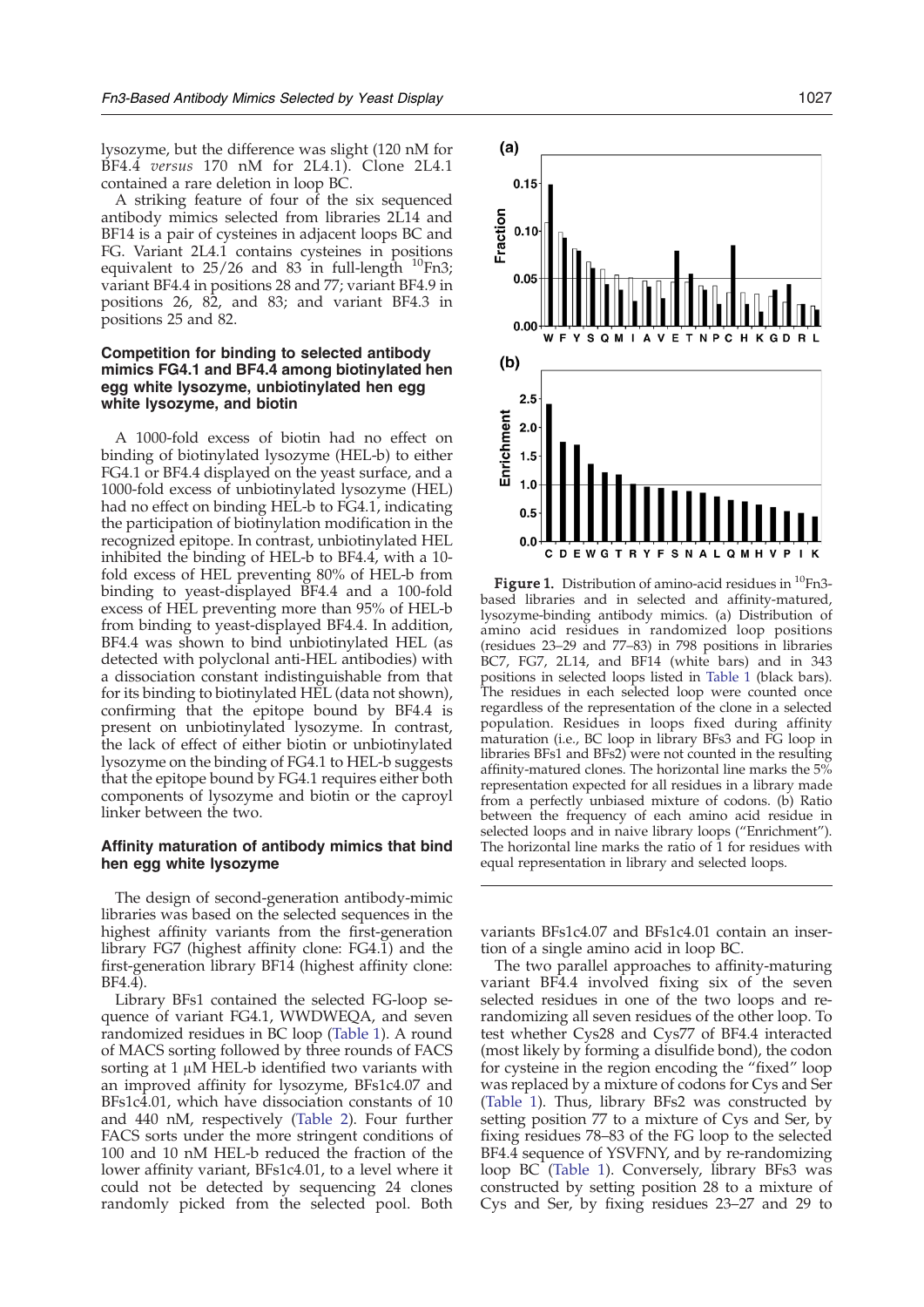lysozyme, but the difference was slight (120 nM for BF4.4 *versus* 170 nM for 2L4.1). Clone 2L4.1 contained a rare deletion in loop BC.

A striking feature of four of the six sequenced antibody mimics selected from libraries 2L14 and BF14 is a pair of cysteines in adjacent loops BC and FG. Variant 2L4.1 contains cysteines in positions equivalent to 25/26 and 83 in full-length $^{10}$Fn3; variant BF4.4 in positions 28 and 77; variant BF4.9 in positions 26, 82, and 83; and variant BF4.3 in positions 25 and 82.

### Competition for binding to selected antibody mimics FG4.1 and BF4.4 among biotinylated hen egg white lysozyme, unbiotinylated hen egg white lysozyme, and biotin

A 1000-fold excess of biotin had no effect on binding of biotinylated lysozyme (HEL-b) to either FG4.1 or BF4.4 displayed on the yeast surface, and a 1000-fold excess of unbiotinylated lysozyme (HEL) had no effect on binding HEL-b to FG4.1, indicating the participation of biotinylation modification in the recognized epitope. In contrast, unbiotinylated HEL inhibited the binding of HEL-b to BF4.4, with a 10-fold excess of HEL preventing 80% of HEL-b from binding to yeast-displayed BF4.4 and a 100-fold excess of HEL preventing more than 95% of HEL-b from binding to yeast-displayed BF4.4. In addition, BF4.4 was shown to bind unbiotinylated HEL (as detected with polyclonal anti-HEL antibodies) with a dissociation constant indistinguishable from that for its binding to biotinylated HEL (data not shown), confirming that the epitope bound by BF4.4 is present on unbiotinylated lysozyme. In contrast, the lack of effect of either biotin or unbiotinylated lysozyme on the binding of FG4.1 to HEL-b suggests that the epitope bound by FG4.1 requires either both components of lysozyme and biotin or the caproyl linker between the two.

### Affinity maturation of antibody mimics that bind hen egg white lysozyme

The design of second-generation antibody-mimic libraries was based on the selected sequences in the highest affinity variants from the first-generation library FG7 (highest affinity clone: FG4.1) and the first-generation library BF14 (highest affinity clone: BF4.4).

Library BFs1 contained the selected FG-loop sequence of variant FG4.1, WWDWEQA, and seven randomized residues in BC loop (Table 1). A round of MACS sorting followed by three rounds of FACS sorting at 1 μM HEL-b identified two variants with an improved affinity for lysozyme, BFs1c4.07 and BFs1c4.01, which have dissociation constants of 10 and 440 nM, respectively (Table 2). Four further FACS sorts under the more stringent conditions of 100 and 10 nM HEL-b reduced the fraction of the lower affinity variant, BFs1c4.01, to a level where it could not be detected by sequencing 24 clones randomly picked from the selected pool. Both variants BFs1c4.07 and BFs1c4.01 contain an insertion of a single amino acid in loop BC.

The two parallel approaches to affinity-maturing variant BF4.4 involved fixing six of the seven selected residues in one of the two loops and re-randomizing all seven residues of the other loop. To test whether Cys28 and Cys77 of BF4.4 interacted (most likely by forming a disulfide bond), the codon for cysteine in the region encoding the "fixed" loop was replaced by a mixture of codons for Cys and Ser (Table 1). Thus, library BFs2 was constructed by setting position 77 to a mixture of Cys and Ser, by fixing residues 78–83 of the FG loop to the selected BF4.4 sequence of YSVFNY, and by re-randomizing loop BC (Table 1). Conversely, library BFs3 was constructed by setting position 28 to a mixture of Cys and Ser, by fixing residues 23–27 and 29 to

**Figure 1.** Distribution of amino-acid residues in $^{10}$Fn3-based libraries and in selected and affinity-matured, lysozyme-binding antibody mimics. (a) Distribution of amino acid residues in randomized loop positions (residues 23–29 and 77–83) in 798 positions in libraries BC7, FG7, 2L14, and BF14 (white bars) and in 343 positions in selected loops listed in Table 1 (black bars). The residues in each selected loop were counted once regardless of the representation of the clone in a selected population. Residues in loops fixed during affinity maturation (i.e., BC loop in library BFs3 and FG loop in libraries BFs1 and BFs2) were not counted in the resulting affinity-matured clones. The horizontal line marks the 5% representation expected for all residues in a library made from a perfectly unbiased mixture of codons. (b) Ratio between the frequency of each amino acid residue in selected loops and in naive library loops ("Enrichment"). The horizontal line marks the ratio of 1 for residues with equal representation in library and selected loops.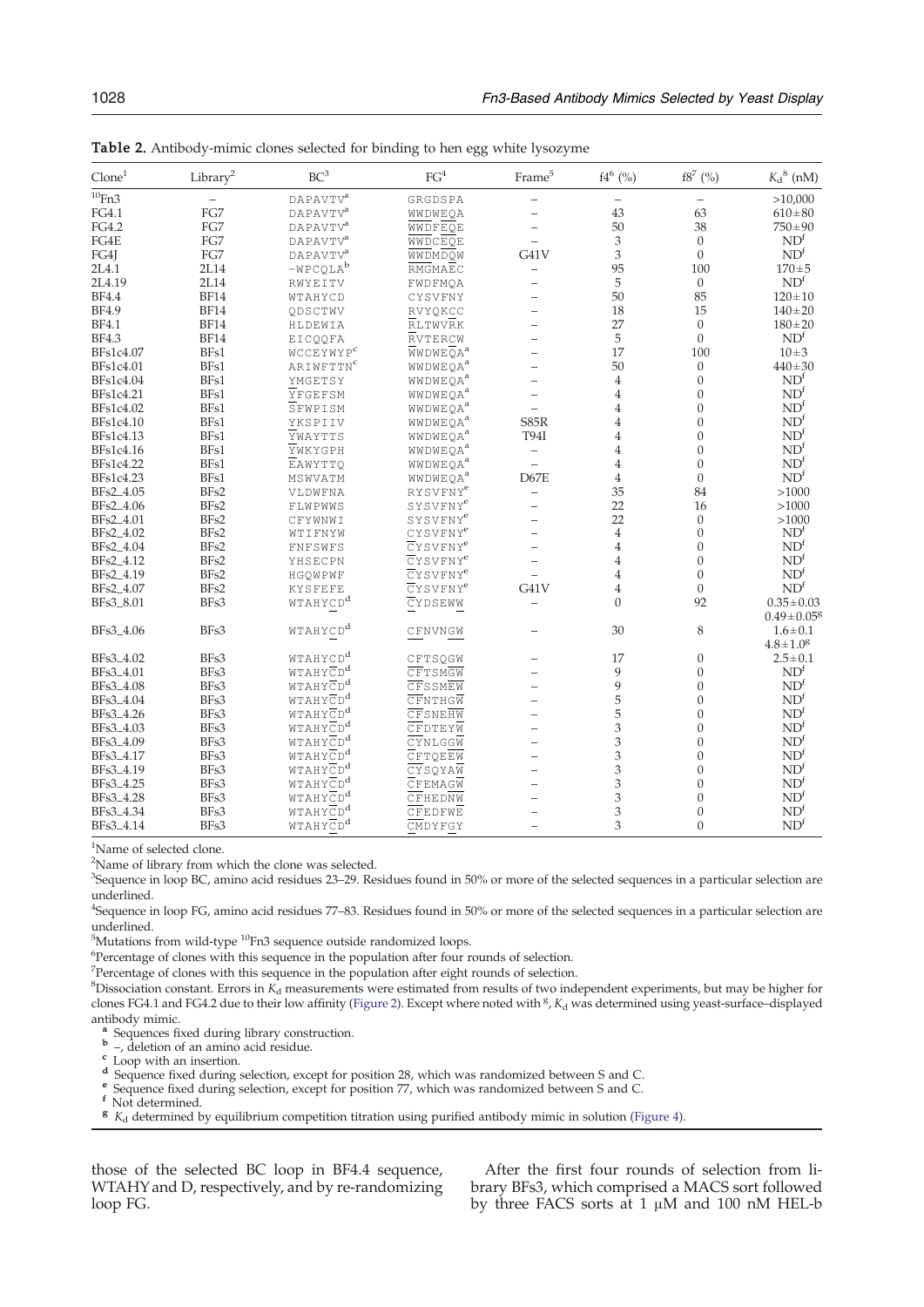**Table 2.** Antibody-mimic clones selected for binding to hen egg white lysozyme

| Clone[1] | Library[2] | BC[3] | FG[4] | Frame[5] | f4[6] (%) | f8[7] (%) | $K_d$[8] (nM) |
|---|---|---|---|---|---|---|---|
| $^{10}$Fn3 | – | DAPAVTV[a] | GRGDSPA | – | – | – | >10,000 |
| FG4.1 | FG7 | DAPAVTV[a] | WWDWEQA | – | 43 | 63 | 610±80 |
| FG4.2 | FG7 | DAPAVTV[a] | WWDFEQE | – | 50 | 38 | 750±90 |
| FG4E | FG7 | DAPAVTV[a] | WWDCEQE | – | 3 | 0 | ND[f] |
| FG4J | FG7 | DAPAVTV[a] | WWDMDQW | G41V | 3 | 0 | ND[f] |
| 2L4.1 | 2L14 | –WPCQLA[b] | RMGMAEC | – | 95 | 100 | 170±5 |
| 2L4.19 | 2L14 | RWYEITV | FWDFMQA | – | 5 | 0 | ND[f] |
| BF4.4 | BF14 | WTAHYCD | CYSVFNY | – | 50 | 85 | 120±10 |
| BF4.9 | BF14 | QDSCTWV | RVYQKCC | – | 18 | 15 | 140±20 |
| BF4.1 | BF14 | HLDEWIA | RLTWVRK | – | 27 | 0 | 180±20 |
| BF4.3 | BF14 | EICQQFA | RVTERCW | – | 5 | 0 | ND[f] |
| BFs1c4.07 | BFs1 | WCCEYWYP[c] | WWDWEQA[a] | – | 17 | 100 | 10±3 |
| BFs1c4.01 | BFs1 | ARIWFTTN[c] | WWDWEQA[a] | – | 50 | 0 | 440±30 |
| BFs1c4.04 | BFs1 | YMGETSY | WWDWEQA[a] | – | 4 | 0 | ND[f] |
| BFs1c4.21 | BFs1 | YFGEFSM | WWDWEQA[a] | – | 4 | 0 | ND[f] |
| BFs1c4.02 | BFs1 | SFWPISM | WWDWEQA[a] | – | 4 | 0 | ND[f] |
| BFs1c4.10 | BFs1 | YKSPIIV | WWDWEQA[a] | S85R | 4 | 0 | ND[f] |
| BFs1c4.13 | BFs1 | YWAYTTS | WWDWEQA[a] | T94I | 4 | 0 | ND[f] |
| BFs1c4.16 | BFs1 | YWKYGPH | WWDWEQA[a] | – | 4 | 0 | ND[f] |
| BFs1c4.22 | BFs1 | EAWYTTQ | WWDWEQA[a] | – | 4 | 0 | ND[f] |
| BFs1c4.23 | BFs1 | MSWVATM | WWDWEQA[a] | D67E | 4 | 0 | ND[f] |
| BFs2_4.05 | BFs2 | VLDWFNA | RYSVFNY[e] | – | 35 | 84 | >1000 |
| BFs2_4.06 | BFs2 | FLWPWWS | SYSVFNY[e] | – | 22 | 16 | >1000 |
| BFs2_4.01 | BFs2 | CFYWNWI | SYSVFNY[e] | – | 22 | 0 | >1000 |
| BFs2_4.02 | BFs2 | WTIFNYW | CYSVFNY[e] | – | 4 | 0 | ND[f] |
| BFs2_4.04 | BFs2 | FNFSWFS | CYSVFNY[e] | – | 4 | 0 | ND[f] |
| BFs2_4.12 | BFs2 | YHSECPN | CYSVFNY[e] | – | 4 | 0 | ND[f] |
| BFs2_4.19 | BFs2 | HGQWPWF | CYSVFNY[e] | – | 4 | 0 | ND[f] |
| BFs2_4.07 | BFs2 | KYSFEFE | CYSVFNY[e] | G41V | 4 | 0 | ND[f] |
| BFs3_8.01 | BFs3 | WTAHYCD[d] | CYDSEWW | – | 0 | 92 | 0.35±0.03<br>0.49±0.05[g] |
| BFs3_4.06 | BFs3 | WTAHYCD[d] | CFNVNGW | – | 30 | 8 | 1.6±0.1<br>4.8±1.0[g] |
| BFs3_4.02 | BFs3 | WTAHYCD[d] | CFTSQGW | – | 17 | 0 | 2.5±0.1 |
| BFs3_4.01 | BFs3 | WTAHYCD[d] | CFTSMGW | – | 9 | 0 | ND[f] |
| BFs3_4.08 | BFs3 | WTAHYCD[d] | CFSSMEW | – | 9 | 0 | ND[f] |
| BFs3_4.04 | BFs3 | WTAHYCD[d] | CFNTHGW | – | 5 | 0 | ND[f] |
| BFs3_4.26 | BFs3 | WTAHYCD[d] | CFSNEHW | – | 5 | 0 | ND[f] |
| BFs3_4.03 | BFs3 | WTAHYCD[d] | CFDTEYW | – | 3 | 0 | ND[f] |
| BFs3_4.09 | BFs3 | WTAHYCD[d] | CYNLGGW | – | 3 | 0 | ND[f] |
| BFs3_4.17 | BFs3 | WTAHYCD[d] | CFTQEEW | – | 3 | 0 | ND[f] |
| BFs3_4.19 | BFs3 | WTAHYCD[d] | CYSQYAW | – | 3 | 0 | ND[f] |
| BFs3_4.25 | BFs3 | WTAHYCD[d] | CFEMAGW | – | 3 | 0 | ND[f] |
| BFs3_4.28 | BFs3 | WTAHYCD[d] | CFHEDNW | – | 3 | 0 | ND[f] |
| BFs3_4.34 | BFs3 | WTAHYCD[d] | CFEDFWE | – | 3 | 0 | ND[f] |
| BFs3_4.14 | BFs3 | WTAHYCD[d] | CMDYFGY | – | 3 | 0 | ND[f] |

[1]Name of selected clone.
[2]Name of library from which the clone was selected.
[3]Sequence in loop BC, amino acid residues 23–29. Residues found in 50% or more of the selected sequences in a particular selection are underlined.
[4]Sequence in loop FG, amino acid residues 77–83. Residues found in 50% or more of the selected sequences in a particular selection are underlined.
[5]Mutations from wild-type $^{10}$Fn3 sequence outside randomized loops.
[6]Percentage of clones with this sequence in the population after four rounds of selection.
[7]Percentage of clones with this sequence in the population after eight rounds of selection.
[8]Dissociation constant. Errors in $K_d$ measurements were estimated from results of two independent experiments, but may be higher for clones FG4.1 and FG4.2 due to their low affinity (Figure 2). Except where noted with [g], $K_d$ was determined using yeast-surface–displayed antibody mimic.
[a] Sequences fixed during library construction.
[b] –, deletion of an amino acid residue.
[c] Loop with an insertion.
[d] Sequence fixed during selection, except for position 28, which was randomized between S and C.
[e] Sequence fixed during selection, except for position 77, which was randomized between S and C.
[f] Not determined.
[g] $K_d$ determined by equilibrium competition titration using purified antibody mimic in solution (Figure 4).

those of the selected BC loop in BF4.4 sequence, WTAHY and D, respectively, and by re-randomizing loop FG.

After the first four rounds of selection from library BFs3, which comprised a MACS sort followed by three FACS sorts at 1 μM and 100 nM HEL-b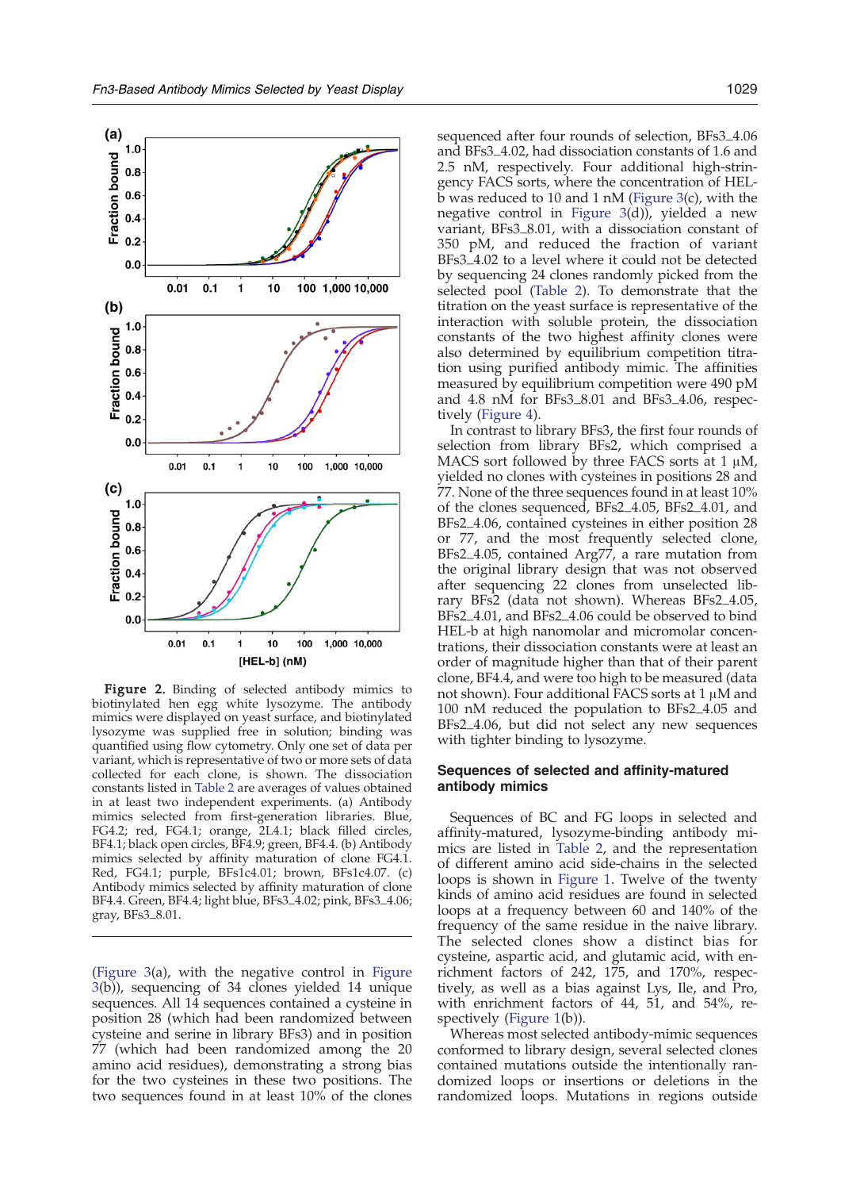**Figure 2.** Binding of selected antibody mimics to biotinylated hen egg white lysozyme. The antibody mimics were displayed on yeast surface, and biotinylated lysozyme was supplied free in solution; binding was quantified using flow cytometry. Only one set of data per variant, which is representative of two or more sets of data collected for each clone, is shown. The dissociation constants listed in Table 2 are averages of values obtained in at least two independent experiments. (a) Antibody mimics selected from first-generation libraries. Blue, FG4.2; red, FG4.1; orange, 2L4.1; black filled circles, BF4.1; black open circles, BF4.9; green, BF4.4. (b) Antibody mimics selected by affinity maturation of clone FG4.1. Red, FG4.1; purple, BFs1c4.01; brown, BFs1c4.07. (c) Antibody mimics selected by affinity maturation of clone BF4.4. Green, BF4.4; light blue, BFs3_4.02; pink, BFs3_4.06; gray, BFs3_8.01.

(Figure 3(a), with the negative control in Figure 3(b)), sequencing of 34 clones yielded 14 unique sequences. All 14 sequences contained a cysteine in position 28 (which had been randomized between cysteine and serine in library BFs3) and in position 77 (which had been randomized among the 20 amino acid residues), demonstrating a strong bias for the two cysteines in these two positions. The two sequences found in at least 10% of the clones sequenced after four rounds of selection, BFs3_4.06 and BFs3_4.02, had dissociation constants of 1.6 and 2.5 nM, respectively. Four additional high-stringency FACS sorts, where the concentration of HEL-b was reduced to 10 and 1 nM (Figure 3(c), with the negative control in Figure 3(d)), yielded a new variant, BFs3_8.01, with a dissociation constant of 350 pM, and reduced the fraction of variant BFs3_4.02 to a level where it could not be detected by sequencing 24 clones randomly picked from the selected pool (Table 2). To demonstrate that the titration on the yeast surface is representative of the interaction with soluble protein, the dissociation constants of the two highest affinity clones were also determined by equilibrium competition titration using purified antibody mimic. The affinities measured by equilibrium competition were 490 pM and 4.8 nM for BFs3_8.01 and BFs3_4.06, respectively (Figure 4).

In contrast to library BFs3, the first four rounds of selection from library BFs2, which comprised a MACS sort followed by three FACS sorts at 1 μM, yielded no clones with cysteines in positions 28 and 77. None of the three sequences found in at least 10% of the clones sequenced, BFs2_4.05, BFs2_4.01, and BFs2_4.06, contained cysteines in either position 28 or 77, and the most frequently selected clone, BFs2_4.05, contained Arg77, a rare mutation from the original library design that was not observed after sequencing 22 clones from unselected library BFs2 (data not shown). Whereas BFs2_4.05, BFs2_4.01, and BFs2_4.06 could be observed to bind HEL-b at high nanomolar and micromolar concentrations, their dissociation constants were at least an order of magnitude higher than that of their parent clone, BF4.4, and were too high to be measured (data not shown). Four additional FACS sorts at 1 μM and 100 nM reduced the population to BFs2_4.05 and BFs2_4.06, but did not select any new sequences with tighter binding to lysozyme.

## Sequences of selected and affinity-matured antibody mimics

Sequences of BC and FG loops in selected and affinity-matured, lysozyme-binding antibody mimics are listed in Table 2, and the representation of different amino acid side-chains in the selected loops is shown in Figure 1. Twelve of the twenty kinds of amino acid residues are found in selected loops at a frequency between 60 and 140% of the frequency of the same residue in the naive library. The selected clones show a distinct bias for cysteine, aspartic acid, and glutamic acid, with enrichment factors of 242, 175, and 170%, respectively, as well as a bias against Lys, Ile, and Pro, with enrichment factors of 44, 51, and 54%, respectively (Figure 1(b)).

Whereas most selected antibody-mimic sequences conformed to library design, several selected clones contained mutations outside the intentionally randomized loops or insertions or deletions in the randomized loops. Mutations in regions outside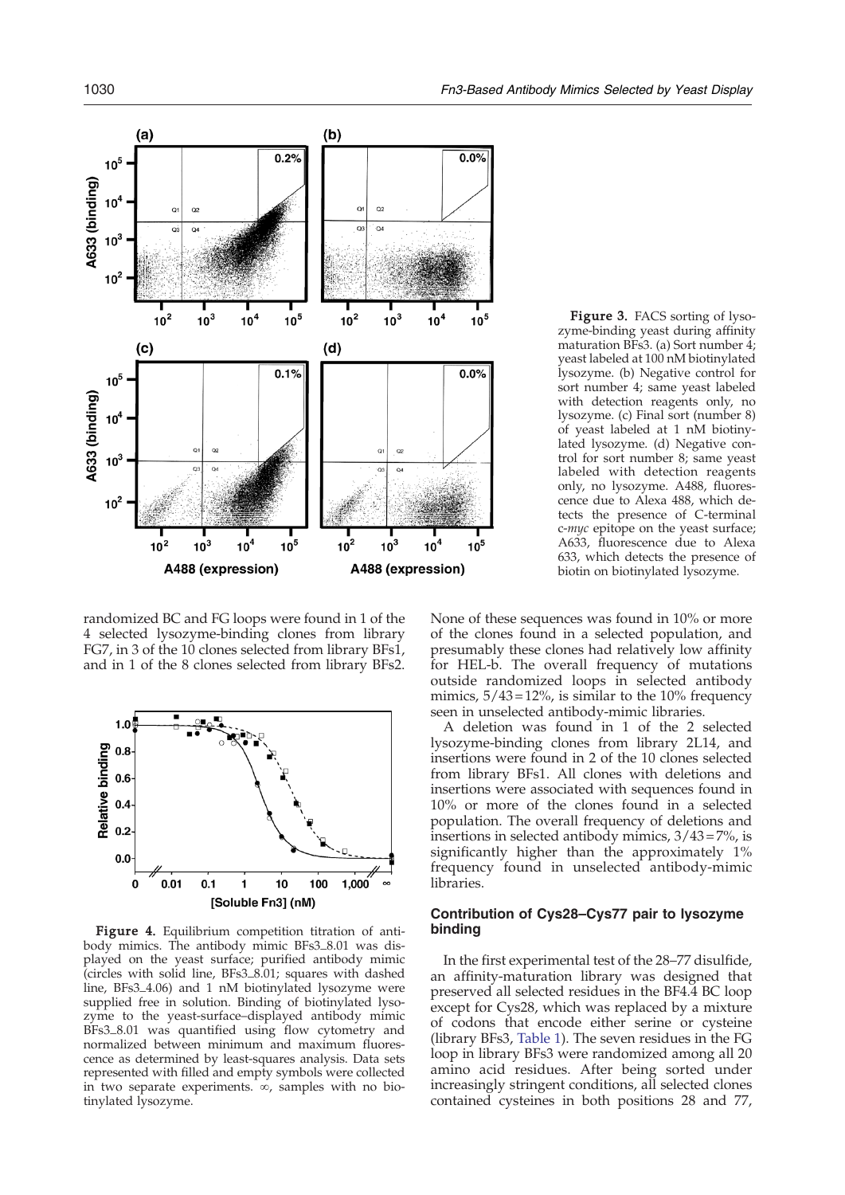**Figure 3.** FACS sorting of lysozyme-binding yeast during affinity maturation BFs3. (a) Sort number 4; yeast labeled at 100 nM biotinylated lysozyme. (b) Negative control for sort number 4; same yeast labeled with detection reagents only, no lysozyme. (c) Final sort (number 8) of yeast labeled at 1 nM biotinylated lysozyme. (d) Negative control for sort number 8; same yeast labeled with detection reagents only, no lysozyme. A488, fluorescence due to Alexa 488, which detects the presence of C-terminal c-*myc* epitope on the yeast surface; A633, fluorescence due to Alexa 633, which detects the presence of biotin on biotinylated lysozyme.

randomized BC and FG loops were found in 1 of the 4 selected lysozyme-binding clones from library FG7, in 3 of the 10 clones selected from library BFs1, and in 1 of the 8 clones selected from library BFs2. None of these sequences was found in 10% or more of the clones found in a selected population, and presumably these clones had relatively low affinity for HEL-b. The overall frequency of mutations outside randomized loops in selected antibody mimics, 5/43 = 12%, is similar to the 10% frequency seen in unselected antibody-mimic libraries.

A deletion was found in 1 of the 2 selected lysozyme-binding clones from library 2L14, and insertions were found in 2 of the 10 clones selected from library BFs1. All clones with deletions and insertions were associated with sequences found in 10% or more of the clones found in a selected population. The overall frequency of deletions and insertions in selected antibody mimics, 3/43 = 7%, is significantly higher than the approximately 1% frequency found in unselected antibody-mimic libraries.

**Figure 4.** Equilibrium competition titration of antibody mimics. The antibody mimic BFs3_8.01 was displayed on the yeast surface; purified antibody mimic (circles with solid line, BFs3_8.01; squares with dashed line, BFs3_4.06) and 1 nM biotinylated lysozyme were supplied free in solution. Binding of biotinylated lysozyme to the yeast-surface–displayed antibody mimic BFs3_8.01 was quantified using flow cytometry and normalized between minimum and maximum fluorescence as determined by least-squares analysis. Data sets represented with filled and empty symbols were collected in two separate experiments. ∞, samples with no biotinylated lysozyme.

## Contribution of Cys28–Cys77 pair to lysozyme binding

In the first experimental test of the 28–77 disulfide, an affinity-maturation library was designed that preserved all selected residues in the BF4.4 BC loop except for Cys28, which was replaced by a mixture of codons that encode either serine or cysteine (library BFs3, Table 1). The seven residues in the FG loop in library BFs3 were randomized among all 20 amino acid residues. After being sorted under increasingly stringent conditions, all selected clones contained cysteines in both positions 28 and 77,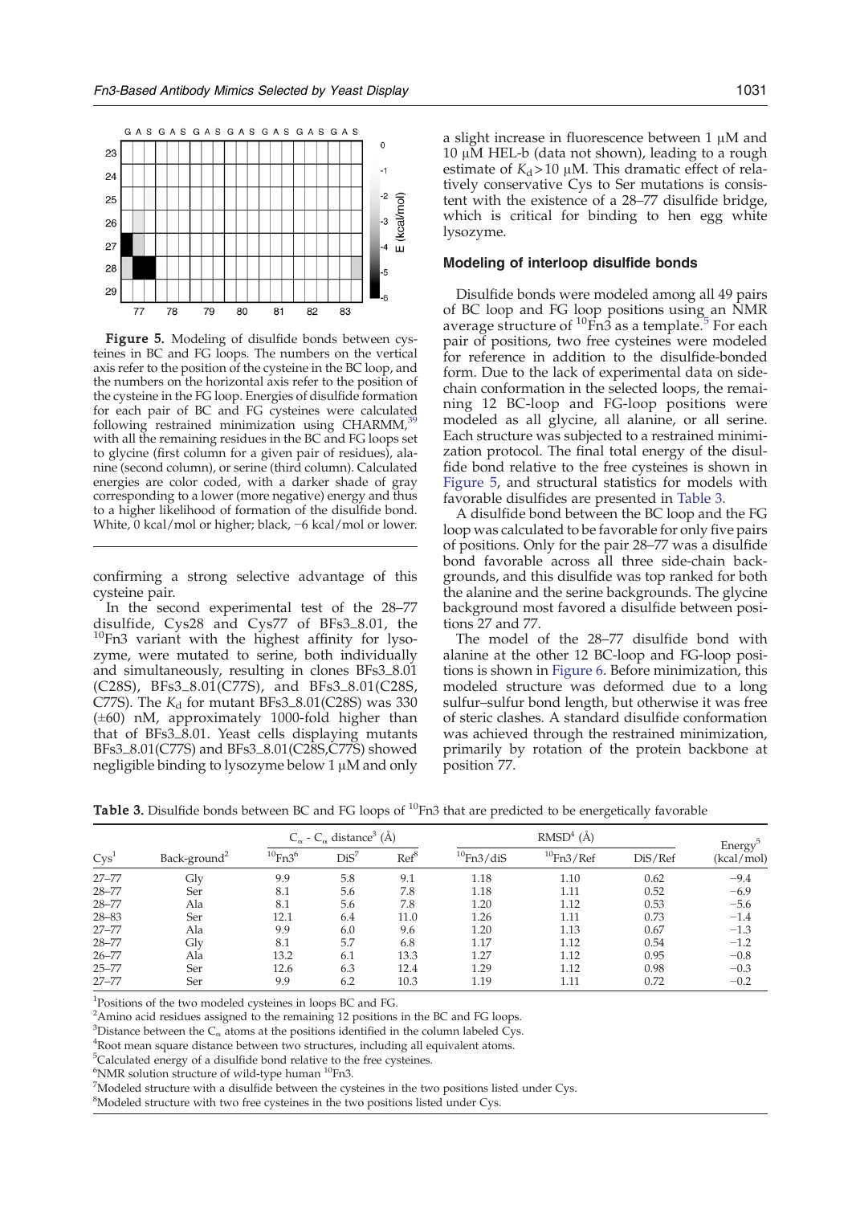**Figure 5.** Modeling of disulfide bonds between cysteines in BC and FG loops. The numbers on the vertical axis refer to the position of the cysteine in the BC loop, and the numbers on the horizontal axis refer to the position of the cysteine in the FG loop. Energies of disulfide formation for each pair of BC and FG cysteines were calculated following restrained minimization using CHARMM,[39] with all the remaining residues in the BC and FG loops set to glycine (first column for a given pair of residues), alanine (second column), or serine (third column). Calculated energies are color coded, with a darker shade of gray corresponding to a lower (more negative) energy and thus to a higher likelihood of formation of the disulfide bond. White, 0 kcal/mol or higher; black, −6 kcal/mol or lower.

confirming a strong selective advantage of this cysteine pair.

In the second experimental test of the 28–77 disulfide, Cys28 and Cys77 of BFs3_8.01, the $^{10}$Fn3 variant with the highest affinity for lysozyme, were mutated to serine, both individually and simultaneously, resulting in clones BFs3_8.01 (C28S), BFs3_8.01(C77S), and BFs3_8.01(C28S, C77S). The $K_d$ for mutant BFs3_8.01(C28S) was 330 (±60) nM, approximately 1000-fold higher than that of BFs3_8.01. Yeast cells displaying mutants BFs3_8.01(C77S) and BFs3_8.01(C28S,C77S) showed negligible binding to lysozyme below 1 μM and only a slight increase in fluorescence between 1 μM and 10 μM HEL-b (data not shown), leading to a rough estimate of $K_d > 10$ μM. This dramatic effect of relatively conservative Cys to Ser mutations is consistent with the existence of a 28–77 disulfide bridge, which is critical for binding to hen egg white lysozyme.

### Modeling of interloop disulfide bonds

Disulfide bonds were modeled among all 49 pairs of BC loop and FG loop positions using an NMR average structure of $^{10}$Fn3 as a template.[5] For each pair of positions, two free cysteines were modeled for reference in addition to the disulfide-bonded form. Due to the lack of experimental data on side-chain conformation in the selected loops, the remaining 12 BC-loop and FG-loop positions were modeled as all glycine, all alanine, or all serine. Each structure was subjected to a restrained minimization protocol. The final total energy of the disulfide bond relative to the free cysteines is shown in Figure 5, and structural statistics for models with favorable disulfides are presented in Table 3.

A disulfide bond between the BC loop and the FG loop was calculated to be favorable for only five pairs of positions. Only for the pair 28–77 was a disulfide bond favorable across all three side-chain backgrounds, and this disulfide was top ranked for both the alanine and the serine backgrounds. The glycine background most favored a disulfide between positions 27 and 77.

The model of the 28–77 disulfide bond with alanine at the other 12 BC-loop and FG-loop positions is shown in Figure 6. Before minimization, this modeled structure was deformed due to a long sulfur–sulfur bond length, but otherwise it was free of steric clashes. A standard disulfide conformation was achieved through the restrained minimization, primarily by rotation of the protein backbone at position 77.

**Table 3.** Disulfide bonds between BC and FG loops of $^{10}$Fn3 that are predicted to be energetically favorable

| Cys[1] | Back-ground[2] | $C_\alpha$ - $C_\alpha$ distance[3] (Å) | | | RMSD[4] (Å) | | | Energy[5] (kcal/mol) |
|---|---|---|---|---|---|---|---|---|
| | | $^{10}$Fn3[6] | DiS[7] | Ref[8] | $^{10}$Fn3/diS | $^{10}$Fn3/Ref | DiS/Ref | |
| 27–77 | Gly | 9.9 | 5.8 | 9.1 | 1.18 | 1.10 | 0.62 | −9.4 |
| 28–77 | Ser | 8.1 | 5.6 | 7.8 | 1.18 | 1.11 | 0.52 | −6.9 |
| 28–77 | Ala | 8.1 | 5.6 | 7.8 | 1.20 | 1.12 | 0.53 | −5.6 |
| 28–83 | Ser | 12.1 | 6.4 | 11.0 | 1.26 | 1.11 | 0.73 | −1.4 |
| 27–77 | Ala | 9.9 | 6.0 | 9.6 | 1.20 | 1.13 | 0.67 | −1.3 |
| 28–77 | Gly | 8.1 | 5.7 | 6.8 | 1.17 | 1.12 | 0.54 | −1.2 |
| 26–77 | Ala | 13.2 | 6.1 | 13.3 | 1.27 | 1.12 | 0.95 | −0.8 |
| 25–77 | Ser | 12.6 | 6.3 | 12.4 | 1.29 | 1.12 | 0.98 | −0.3 |
| 27–77 | Ser | 9.9 | 6.2 | 10.3 | 1.19 | 1.11 | 0.72 | −0.2 |

[1]Positions of the two modeled cysteines in loops BC and FG.
[2]Amino acid residues assigned to the remaining 12 positions in the BC and FG loops.
[3]Distance between the $C_\alpha$ atoms at the positions identified in the column labeled Cys.
[4]Root mean square distance between two structures, including all equivalent atoms.
[5]Calculated energy of a disulfide bond relative to the free cysteines.
[6]NMR solution structure of wild-type human $^{10}$Fn3.
[7]Modeled structure with a disulfide between the cysteines in the two positions listed under Cys.
[8]Modeled structure with two free cysteines in the two positions listed under Cys.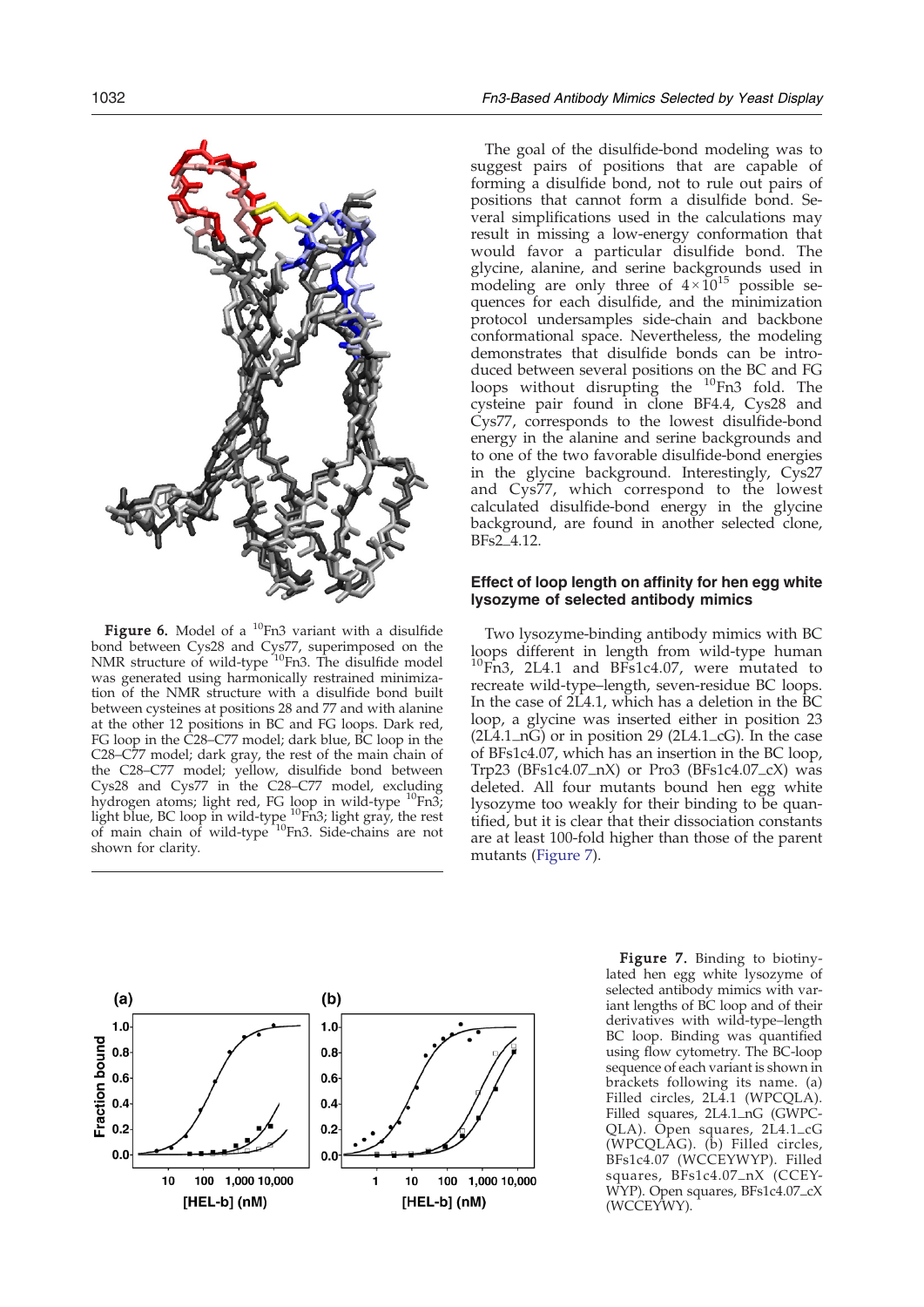**Figure 6.** Model of a $^{10}$Fn3 variant with a disulfide bond between Cys28 and Cys77, superimposed on the NMR structure of wild-type $^{10}$Fn3. The disulfide model was generated using harmonically restrained minimization of the NMR structure with a disulfide bond built between cysteines at positions 28 and 77 and with alanine at the other 12 positions in BC and FG loops. Dark red, FG loop in the C28–C77 model; dark blue, BC loop in the C28–C77 model; dark gray, the rest of the main chain of the C28–C77 model; yellow, disulfide bond between Cys28 and Cys77 in the C28–C77 model, excluding hydrogen atoms; light red, FG loop in wild-type $^{10}$Fn3; light blue, BC loop in wild-type $^{10}$Fn3; light gray, the rest of main chain of wild-type $^{10}$Fn3. Side-chains are not shown for clarity.

The goal of the disulfide-bond modeling was to suggest pairs of positions that are capable of forming a disulfide bond, not to rule out pairs of positions that cannot form a disulfide bond. Several simplifications used in the calculations may result in missing a low-energy conformation that would favor a particular disulfide bond. The glycine, alanine, and serine backgrounds used in modeling are only three of $4 \times 10^{15}$ possible sequences for each disulfide, and the minimization protocol undersamples side-chain and backbone conformational space. Nevertheless, the modeling demonstrates that disulfide bonds can be introduced between several positions on the BC and FG loops without disrupting the $^{10}$Fn3 fold. The cysteine pair found in clone BF4.4, Cys28 and Cys77, corresponds to the lowest disulfide-bond energy in the alanine and serine backgrounds and to one of the two favorable disulfide-bond energies in the glycine background. Interestingly, Cys27 and Cys77, which correspond to the lowest calculated disulfide-bond energy in the glycine background, are found in another selected clone, BFs2_4.12.

### Effect of loop length on affinity for hen egg white lysozyme of selected antibody mimics

Two lysozyme-binding antibody mimics with BC loops different in length from wild-type human $^{10}$Fn3, 2L4.1 and BFs1c4.07, were mutated to recreate wild-type–length, seven-residue BC loops. In the case of 2L4.1, which has a deletion in the BC loop, a glycine was inserted either in position 23 (2L4.1_nG) or in position 29 (2L4.1_cG). In the case of BFs1c4.07, which has an insertion in the BC loop, Trp23 (BFs1c4.07_nX) or Pro3 (BFs1c4.07_cX) was deleted. All four mutants bound hen egg white lysozyme too weakly for their binding to be quantified, but it is clear that their dissociation constants are at least 100-fold higher than those of the parent mutants (Figure 7).

**Figure 7.** Binding to biotinylated hen egg white lysozyme of selected antibody mimics with variant lengths of BC loop and of their derivatives with wild-type–length BC loop. Binding was quantified using flow cytometry. The BC-loop sequence of each variant is shown in brackets following its name. (a) Filled circles, 2L4.1 (WPCQLA). Filled squares, 2L4.1_nG (GWPCQLA). Open squares, 2L4.1_cG (WPCQLAG). (b) Filled circles, BFs1c4.07 (WCCEYWYP). Filled squares, BFs1c4.07_nX (CCEYWYP). Open squares, BFs1c4.07_cX (WCCEYWY).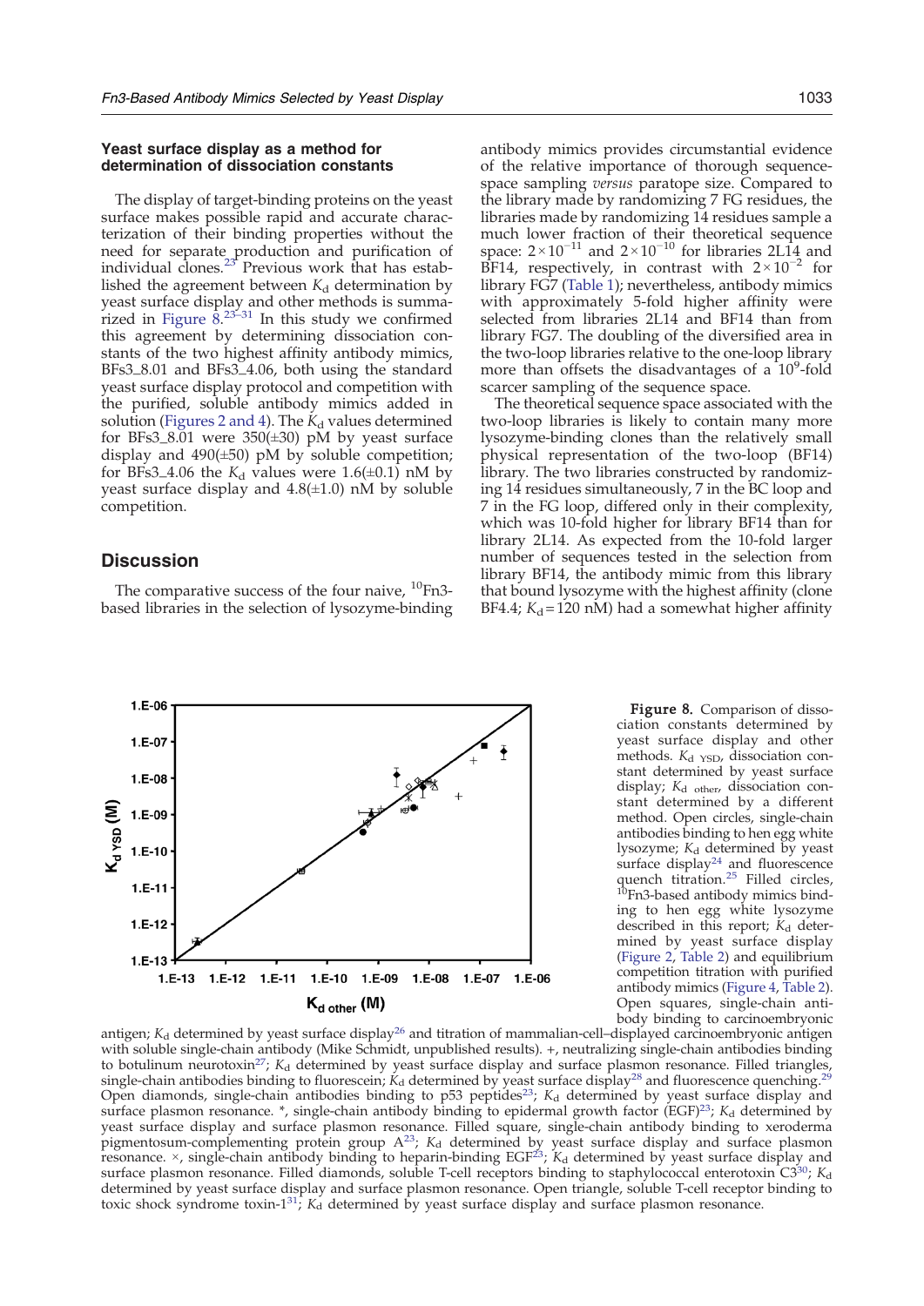### Yeast surface display as a method for determination of dissociation constants

The display of target-binding proteins on the yeast surface makes possible rapid and accurate characterization of their binding properties without the need for separate production and purification of individual clones.[23] Previous work that has established the agreement between $K_d$ determination by yeast surface display and other methods is summarized in Figure 8.[23–31] In this study we confirmed this agreement by determining dissociation constants of the two highest affinity antibody mimics, BFs3_8.01 and BFs3_4.06, both using the standard yeast surface display protocol and competition with the purified, soluble antibody mimics added in solution (Figures 2 and 4). The $K_d$ values determined for BFs3_8.01 were 350(±30) pM by yeast surface display and 490(±50) pM by soluble competition; for BFs3_4.06 the $K_d$ values were 1.6(±0.1) nM by yeast surface display and 4.8(±1.0) nM by soluble competition.

## Discussion

The comparative success of the four naive, $^{10}$Fn3-based libraries in the selection of lysozyme-binding antibody mimics provides circumstantial evidence of the relative importance of thorough sequence-space sampling *versus* paratope size. Compared to the library made by randomizing 7 FG residues, the libraries made by randomizing 14 residues sample a much lower fraction of their theoretical sequence space: $2\times10^{-11}$ and $2\times10^{-10}$ for libraries 2L14 and BF14, respectively, in contrast with $2\times10^{-2}$ for library FG7 (Table 1); nevertheless, antibody mimics with approximately 5-fold higher affinity were selected from libraries 2L14 and BF14 than from library FG7. The doubling of the diversified area in the two-loop libraries relative to the one-loop library more than offsets the disadvantages of a $10^9$-fold scarcer sampling of the sequence space.

The theoretical sequence space associated with the two-loop libraries is likely to contain many more lysozyme-binding clones than the relatively small physical representation of the two-loop (BF14) library. The two libraries constructed by randomizing 14 residues simultaneously, 7 in the BC loop and 7 in the FG loop, differed only in their complexity, which was 10-fold higher for library BF14 than for library 2L14. As expected from the 10-fold larger number of sequences tested in the selection from library BF14, the antibody mimic from this library that bound lysozyme with the highest affinity (clone BF4.4; $K_d$ = 120 nM) had a somewhat higher affinity

**Figure 8.** Comparison of dissociation constants determined by yeast surface display and other methods. $K_{d\ YSD}$, dissociation constant determined by yeast surface display; $K_{d\ other}$, dissociation constant determined by a different method. Open circles, single-chain antibodies binding to hen egg white lysozyme; $K_d$ determined by yeast surface display[24] and fluorescence quench titration.[25] Filled circles, $^{10}$Fn3-based antibody mimics binding to hen egg white lysozyme described in this report; $K_d$ determined by yeast surface display (Figure 2, Table 2) and equilibrium competition titration with purified antibody mimics (Figure 4, Table 2). Open squares, single-chain antibody binding to carcinoembryonic antigen; $K_d$ determined by yeast surface display[26] and titration of mammalian-cell–displayed carcinoembryonic antigen with soluble single-chain antibody (Mike Schmidt, unpublished results). +, neutralizing single-chain antibodies binding to botulinum neurotoxin[27]; $K_d$ determined by yeast surface display and surface plasmon resonance. Filled triangles, single-chain antibodies binding to fluorescein; $K_d$ determined by yeast surface display[28] and fluorescence quenching.[29] Open diamonds, single-chain antibodies binding to p53 peptides[23]; $K_d$ determined by yeast surface display and surface plasmon resonance. *, single-chain antibody binding to epidermal growth factor (EGF)[23]; $K_d$ determined by yeast surface display and surface plasmon resonance. Filled square, single-chain antibody binding to xeroderma pigmentosum-complementing protein group A[23]; $K_d$ determined by yeast surface display and surface plasmon resonance. ×, single-chain antibody binding to heparin-binding EGF[23]; $K_d$ determined by yeast surface display and surface plasmon resonance. Filled diamonds, soluble T-cell receptors binding to staphylococcal enterotoxin C3[30]; $K_d$ determined by yeast surface display and surface plasmon resonance. Open triangle, soluble T-cell receptor binding to toxic shock syndrome toxin-1[31]; $K_d$ determined by yeast surface display and surface plasmon resonance.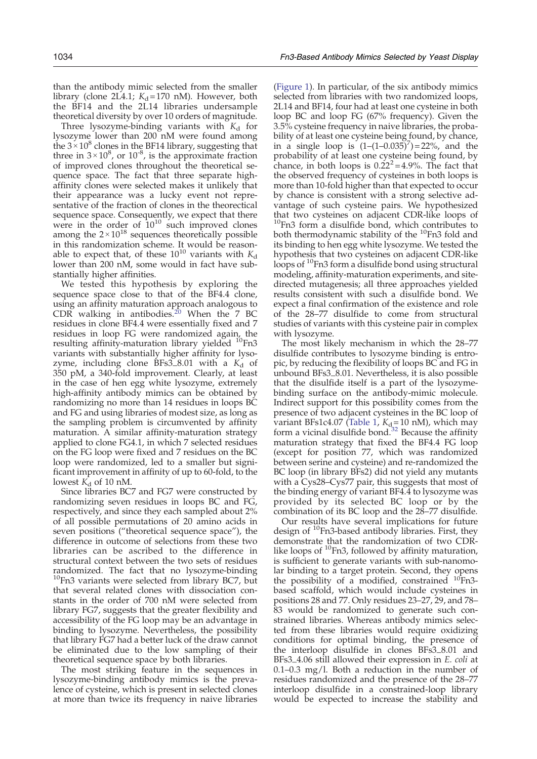than the antibody mimic selected from the smaller library (clone 2L4.1; $K_d$ = 170 nM). However, both the BF14 and the 2L14 libraries undersample theoretical diversity by over 10 orders of magnitude.

Three lysozyme-binding variants with $K_d$ for lysozyme lower than 200 nM were found among the $3\times10^8$ clones in the BF14 library, suggesting that three in $3\times10^8$, or $10^{-8}$, is the approximate fraction of improved clones throughout the theoretical sequence space. The fact that three separate high-affinity clones were selected makes it unlikely that their appearance was a lucky event not representative of the fraction of clones in the theorectical sequence space. Consequently, we expect that there were in the order of $10^{10}$ such improved clones among the $2\times10^{18}$ sequences theoretically possible in this randomization scheme. It would be reasonable to expect that, of these $10^{10}$ variants with $K_d$ lower than 200 nM, some would in fact have substantially higher affinities.

We tested this hypothesis by exploring the sequence space close to that of the BF4.4 clone, using an affinity maturation approach analogous to CDR walking in antibodies.[20] When the 7 BC residues in clone BF4.4 were essentially fixed and 7 residues in loop FG were randomized again, the resulting affinity-maturation library yielded $^{10}$Fn3 variants with substantially higher affinity for lysozyme, including clone BFs3_8.01 with a $K_d$ of 350 pM, a 340-fold improvement. Clearly, at least in the case of hen egg white lysozyme, extremely high-affinity antibody mimics can be obtained by randomizing no more than 14 residues in loops BC and FG and using libraries of modest size, as long as the sampling problem is circumvented by affinity maturation. A similar affinity-maturation strategy applied to clone FG4.1, in which 7 selected residues on the FG loop were fixed and 7 residues on the BC loop were randomized, led to a smaller but significant improvement in affinity of up to 60-fold, to the lowest $K_d$ of 10 nM.

Since libraries BC7 and FG7 were constructed by randomizing seven residues in loops BC and FG, respectively, and since they each sampled about 2% of all possible permutations of 20 amino acids in seven positions ("theoretical sequence space"), the difference in outcome of selections from these two libraries can be ascribed to the difference in structural context between the two sets of residues randomized. The fact that no lysozyme-binding $^{10}$Fn3 variants were selected from library BC7, but that several related clones with dissociation constants in the order of 700 nM were selected from library FG7, suggests that the greater flexibility and accessibility of the FG loop may be an advantage in binding to lysozyme. Nevertheless, the possibility that library FG7 had a better luck of the draw cannot be eliminated due to the low sampling of their theoretical sequence space by both libraries.

The most striking feature in the sequences in lysozyme-binding antibody mimics is the prevalence of cysteine, which is present in selected clones at more than twice its frequency in naive libraries (Figure 1). In particular, of the six antibody mimics selected from libraries with two randomized loops, 2L14 and BF14, four had at least one cysteine in both loop BC and loop FG (67% frequency). Given the 3.5% cysteine frequency in naive libraries, the probability of at least one cysteine being found, by chance, in a single loop is $(1-(1-0.035)^7)=22\%$, and the probability of at least one cysteine being found, by chance, in both loops is $0.22^2=4.9\%$. The fact that the observed frequency of cysteines in both loops is more than 10-fold higher than that expected to occur by chance is consistent with a strong selective advantage of such cysteine pairs. We hypothesized that two cysteines on adjacent CDR-like loops of $^{10}$Fn3 form a disulfide bond, which contributes to both thermodynamic stability of the $^{10}$Fn3 fold and its binding to hen egg white lysozyme. We tested the hypothesis that two cysteines on adjacent CDR-like loops of $^{10}$Fn3 form a disulfide bond using structural modeling, affinity-maturation experiments, and site-directed mutagenesis; all three approaches yielded results consistent with such a disulfide bond. We expect a final confirmation of the existence and role of the 28–77 disulfide to come from structural studies of variants with this cysteine pair in complex with lysozyme.

The most likely mechanism in which the 28–77 disulfide contributes to lysozyme binding is entropic, by reducing the flexibility of loops BC and FG in unbound BFs3_8.01. Nevertheless, it is also possible that the disulfide itself is a part of the lysozyme-binding surface on the antibody-mimic molecule. Indirect support for this possibility comes from the presence of two adjacent cysteines in the BC loop of variant BFs1c4.07 (Table 1, $K_d$ = 10 nM), which may form a vicinal disulfide bond.[32] Because the affinity maturation strategy that fixed the BF4.4 FG loop (except for position 77, which was randomized between serine and cysteine) and re-randomized the BC loop (in library BFs2) did not yield any mutants with a Cys28–Cys77 pair, this suggests that most of the binding energy of variant BF4.4 to lysozyme was provided by its selected BC loop or by the combination of its BC loop and the 28–77 disulfide.

Our results have several implications for future design of $^{10}$Fn3-based antibody libraries. First, they demonstrate that the randomization of two CDR-like loops of $^{10}$Fn3, followed by affinity maturation, is sufficient to generate variants with sub-nanomolar binding to a target protein. Second, they opens the possibility of a modified, constrained $^{10}$Fn3-based scaffold, which would include cysteines in positions 28 and 77. Only residues 23–27, 29, and 78–83 would be randomized to generate such constrained libraries. Whereas antibody mimics selected from these libraries would require oxidizing conditions for optimal binding, the presence of the interloop disulfide in clones BFs3_8.01 and BFs3_4.06 still allowed their expression in *E. coli* at 0.1–0.3 mg/l. Both a reduction in the number of residues randomized and the presence of the 28–77 interloop disulfide in a constrained-loop library would be expected to increase the stability and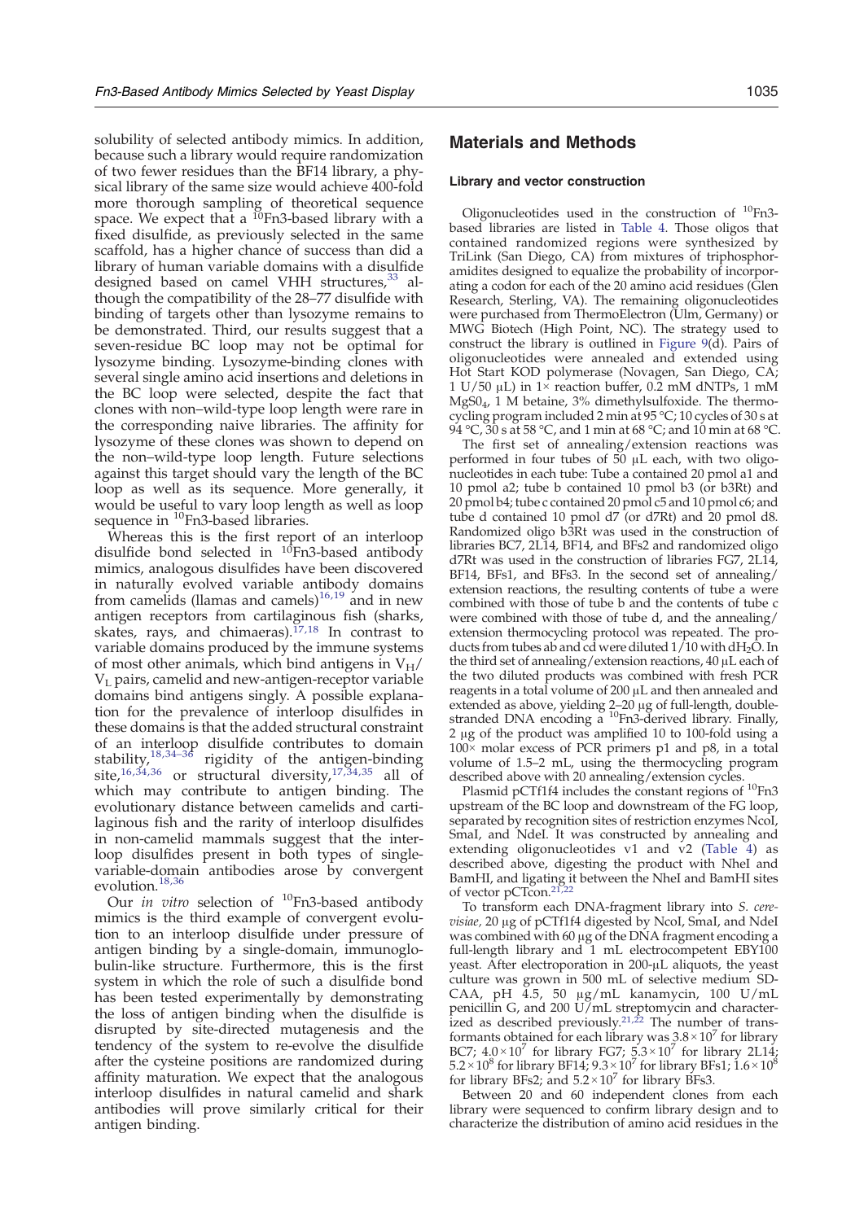solubility of selected antibody mimics. In addition, because such a library would require randomization of two fewer residues than the BF14 library, a physical library of the same size would achieve 400-fold more thorough sampling of theoretical sequence space. We expect that a $^{10}$Fn3-based library with a fixed disulfide, as previously selected in the same scaffold, has a higher chance of success than did a library of human variable domains with a disulfide designed based on camel VHH structures,[33] although the compatibility of the 28–77 disulfide with binding of targets other than lysozyme remains to be demonstrated. Third, our results suggest that a seven-residue BC loop may not be optimal for lysozyme binding. Lysozyme-binding clones with several single amino acid insertions and deletions in the BC loop were selected, despite the fact that clones with non–wild-type loop length were rare in the corresponding naive libraries. The affinity for lysozyme of these clones was shown to depend on the non–wild-type loop length. Future selections against this target should vary the length of the BC loop as well as its sequence. More generally, it would be useful to vary loop length as well as loop sequence in $^{10}$Fn3-based libraries.

Whereas this is the first report of an interloop disulfide bond selected in $^{10}$Fn3-based antibody mimics, analogous disulfides have been discovered in naturally evolved variable antibody domains from camelids (llamas and camels)[16,19] and in new antigen receptors from cartilaginous fish (sharks, skates, rays, and chimaeras).[17,18] In contrast to variable domains produced by the immune systems of most other animals, which bind antigens in $V_H$/$V_L$ pairs, camelid and new-antigen-receptor variable domains bind antigens singly. A possible explanation for the prevalence of interloop disulfides in these domains is that the added structural constraint of an interloop disulfide contributes to domain stability,[18,34–36] rigidity of the antigen-binding site,[16,34,36] or structural diversity,[17,34,35] all of which may contribute to antigen binding. The evolutionary distance between camelids and cartilaginous fish and the rarity of interloop disulfides in non-camelid mammals suggest that the interloop disulfides present in both types of single-variable-domain antibodies arose by convergent evolution.[18,36]

Our *in vitro* selection of $^{10}$Fn3-based antibody mimics is the third example of convergent evolution to an interloop disulfide under pressure of antigen binding by a single-domain, immunoglobulin-like structure. Furthermore, this is the first system in which the role of such a disulfide bond has been tested experimentally by demonstrating the loss of antigen binding when the disulfide is disrupted by site-directed mutagenesis and the tendency of the system to re-evolve the disulfide after the cysteine positions are randomized during affinity maturation. We expect that the analogous interloop disulfides in natural camelid and shark antibodies will prove similarly critical for their antigen binding.

## Materials and Methods

### Library and vector construction

Oligonucleotides used in the construction of $^{10}$Fn3-based libraries are listed in Table 4. Those oligos that contained randomized regions were synthesized by TriLink (San Diego, CA) from mixtures of triphosphoramidites designed to equalize the probability of incorporating a codon for each of the 20 amino acid residues (Glen Research, Sterling, VA). The remaining oligonucleotides were purchased from ThermoElectron (Ulm, Germany) or MWG Biotech (High Point, NC). The strategy used to construct the library is outlined in Figure 9(d). Pairs of oligonucleotides were annealed and extended using Hot Start KOD polymerase (Novagen, San Diego, CA; 1 U/50 μL) in 1× reaction buffer, 0.2 mM dNTPs, 1 mM $MgSO_4$, 1 M betaine, 3% dimethylsulfoxide. The thermocycling program included 2 min at 95 °C; 10 cycles of 30 s at 94 °C, 30 s at 58 °C, and 1 min at 68 °C; and 10 min at 68 °C.

The first set of annealing/extension reactions was performed in four tubes of 50 μL each, with two oligonucleotides in each tube: Tube a contained 20 pmol a1 and 10 pmol a2; tube b contained 10 pmol b3 (or b3Rt) and 20 pmol b4; tube c contained 20 pmol c5 and 10 pmol c6; and tube d contained 10 pmol d7 (or d7Rt) and 20 pmol d8. Randomized oligo b3Rt was used in the construction of libraries BC7, 2L14, BF14, and BFs2 and randomized oligo d7Rt was used in the construction of libraries FG7, 2L14, BF14, BFs1, and BFs3. In the second set of annealing/extension reactions, the resulting contents of tube a were combined with those of tube b and the contents of tube c were combined with those of tube d, and the annealing/extension thermocycling protocol was repeated. The products from tubes ab and cd were diluted 1/10 with $dH_2O$. In the third set of annealing/extension reactions, 40 μL each of the two diluted products was combined with fresh PCR reagents in a total volume of 200 μL and then annealed and extended as above, yielding 2–20 μg of full-length, double-stranded DNA encoding a $^{10}$Fn3-derived library. Finally, 2 μg of the product was amplified 10 to 100-fold using a 100× molar excess of PCR primers p1 and p8, in a total volume of 1.5–2 mL, using the thermocycling program described above with 20 annealing/extension cycles.

Plasmid pCTf1f4 includes the constant regions of $^{10}$Fn3 upstream of the BC loop and downstream of the FG loop, separated by recognition sites of restriction enzymes NcoI, SmaI, and NdeI. It was constructed by annealing and extending oligonucleotides v1 and v2 (Table 4) as described above, digesting the product with NheI and BamHI, and ligating it between the NheI and BamHI sites of vector pCTcon.[21,22]

To transform each DNA-fragment library into *S. cerevisiae*, 20 μg of pCTf1f4 digested by NcoI, SmaI, and NdeI was combined with 60 μg of the DNA fragment encoding a full-length library and 1 mL electrocompetent EBY100 yeast. After electroporation in 200-μL aliquots, the yeast culture was grown in 500 mL of selective medium SD-CAA, pH 4.5, 50 μg/mL kanamycin, 100 U/mL penicillin G, and 200 U/mL streptomycin and characterized as described previously.[21,22] The number of transformants obtained for each library was $3.8\times10^7$ for library BC7; $4.0\times10^7$ for library FG7; $5.3\times10^7$ for library 2L14; $5.2\times10^8$ for library BF14; $9.3\times10^7$ for library BFs1; $1.6\times10^8$ for library BFs2; and $5.2\times10^7$ for library BFs3.

Between 20 and 60 independent clones from each library were sequenced to confirm library design and to characterize the distribution of amino acid residues in the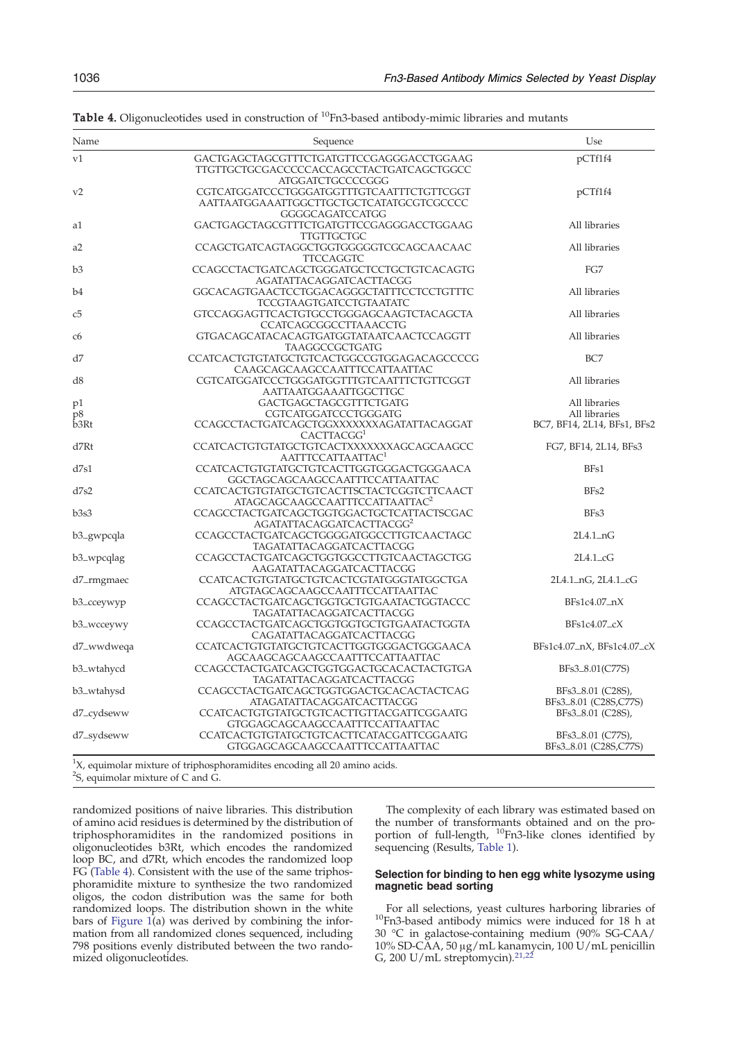**Table 4.** Oligonucleotides used in construction of [10]Fn3-based antibody-mimic libraries and mutants

| Name | Sequence | Use |
|---|---|---|
| v1 | GACTGAGCTAGCGTTTCTGATGTTCCGAGGGACCTGGAAG TTGTTGCTGCGACCCCCACCAGCCTACTGATCAGCTGGCC ATGGATCTGCCCCGGG | pCTf1f4 |
| v2 | CGTCATGGATCCCTGGGATGGTTTGTCAATTTCTGTTCGGT AATTAATGGAAATTGGCTTGCTGCTCATATGCGTCGCCCC GGGGCAGATCCATGG | pCTf1f4 |
| a1 | GACTGAGCTAGCGTTTCTGATGTTCCGAGGGACCTGGAAG TTGTTGCTGC | All libraries |
| a2 | CCAGCTGATCAGTAGGCTGGTGGGGGTCGCAGCAACAAC TTCCAGGTC | All libraries |
| b3 | CCAGCCTACTGATCAGCTGGGATGCTCCTGCTGTCACAGTG AGATATTACAGGATCACTTACGG | FG7 |
| b4 | GGCACAGTGAACTCCTGGACAGGGCTATTTCCTCCTGTTTC TCCGTAAGTGATCCTGTAATATC | All libraries |
| c5 | GTCCAGGAGTTCACTGTGCCTGGGAGCAAGTCTACAGCTA CCATCAGCGGCCTTAAACCTG | All libraries |
| c6 | GTGACAGCATACACAGTGATGGTATAATCAACTCCAGGTT TAAGGCCGCTGATG | All libraries |
| d7 | CCATCACTGTGTATGCTGTCACTGGCCGTGGAGACAGCCCCG CAAGCAGCAAGCCAATTTCCATTAATTAC | BC7 |
| d8 | CGTCATGGATCCCTGGGATGGTTTGTCAATTTCTGTTCGGT AATTAATGGAAATTGGCTTGC | All libraries |
| p1 | GACTGAGCTAGCGTTTCTGATG | All libraries |
| p8 | CGTCATGGATCCCTGGGATG | All libraries |
| b3Rt | CCAGCCTACTGATCAGCTGGXXXXXXXAGATATTACAGGAT CACTTACGG[1] | BC7, BF14, 2L14, BFs1, BFs2 |
| d7Rt | CCATCACTGTGTATGCTGTCACTXXXXXXXAGCAGCAAGCC AATTTCCATTAATTAC[1] | FG7, BF14, 2L14, BFs3 |
| d7s1 | CCATCACTGTGTATGCTGTCACTTGGTGGGACTGGGAACA GGCTAGCAGCAAGCCAATTTCCATTAATTAC | BFs1 |
| d7s2 | CCATCACTGTGTATGCTGTCACTTSCTACTCGGTCTTCAACT ATAGCAGCAAGCCAATTTCCATTAATTAC[2] | BFs2 |
| b3s3 | CCAGCCTACTGATCAGCTGGTGGACTGCTCATTACTSCGAC AGATATTACAGGATCACTTACGG[2] | BFs3 |
| b3_gwpcqla | CCAGCCTACTGATCAGCTGGGGATGGCCTTGTCAACTAGC TAGATATTACAGGATCACTTACGG | 2L4.1_nG |
| b3_wpcqlag | CCAGCCTACTGATCAGCTGGTGGCCTTGTCAACTAGCTGG AAGATATTACAGGATCACTTACGG | 2L4.1_cG |
| d7_rmgmaec | CCATCACTGTGTATGCTGTCACTCGTATGGGTATGGCTGA ATGTAGCAGCAAGCCAATTTCCATTAATTAC | 2L4.1_nG, 2L4.1_cG |
| b3_cceywyp | CCAGCCTACTGATCAGCTGGTGCTGTGAATACTGGTACCC TAGATATTACAGGATCACTTACGG | BFs1c4.07_nX |
| b3_wcceywy | CCAGCCTACTGATCAGCTGGTGGTGCTGTGAATACTGGTA CAGATATTACAGGATCACTTACGG | BFs1c4.07_cX |
| d7_wwdweqa | CCATCACTGTGTATGCTGTCACTTGGTGGGACTGGGAACA AGCAAGCAGCAAGCCAATTTCCATTAATTAC | BFs1c4.07_nX, BFs1c4.07_cX |
| b3_wtahycd | CCAGCCTACTGATCAGCTGGTGGACTGCACACTACTGTGA TAGATATTACAGGATCACTTACGG | BFs3_8.01(C77S) |
| b3_wtahysd | CCAGCCTACTGATCAGCTGGTGGACTGCACACTACTCAG ATAGATATTACAGGATCACTTACGG | BFs3_8.01 (C28S), BFs3_8.01 (C28S,C77S) |
| d7_cydseww | CCATCACTGTGTATGCTGTCACTTGTTACGATTCGGAATG GTGGAGCAGCAAGCCAATTTCCATTAATTAC | BFs3_8.01 (C28S), |
| d7_sydseww | CCATCACTGTGTATGCTGTCACTTCATACGATTCGGAATG GTGGAGCAGCAAGCCAATTTCCATTAATTAC | BFs3_8.01 (C77S), BFs3_8.01 (C28S,C77S) |

[1]X, equimolar mixture of triphosphoramidites encoding all 20 amino acids.
[2]S, equimolar mixture of C and G.

randomized positions of naive libraries. This distribution of amino acid residues is determined by the distribution of triphosphoramidites in the randomized positions in oligonucleotides b3Rt, which encodes the randomized loop BC, and d7Rt, which encodes the randomized loop FG (Table 4). Consistent with the use of the same triphosphoramidite mixture to synthesize the two randomized oligos, the codon distribution was the same for both randomized loops. The distribution shown in the white bars of Figure 1(a) was derived by combining the information from all randomized clones sequenced, including 798 positions evenly distributed between the two randomized oligonucleotides.

The complexity of each library was estimated based on the number of transformants obtained and on the proportion of full-length, [10]Fn3-like clones identified by sequencing (Results, Table 1).

### Selection for binding to hen egg white lysozyme using magnetic bead sorting

For all selections, yeast cultures harboring libraries of [10]Fn3-based antibody mimics were induced for 18 h at 30 °C in galactose-containing medium (90% SG-CAA/10% SD-CAA, 50 μg/mL kanamycin, 100 U/mL penicillin G, 200 U/mL streptomycin).[21,22]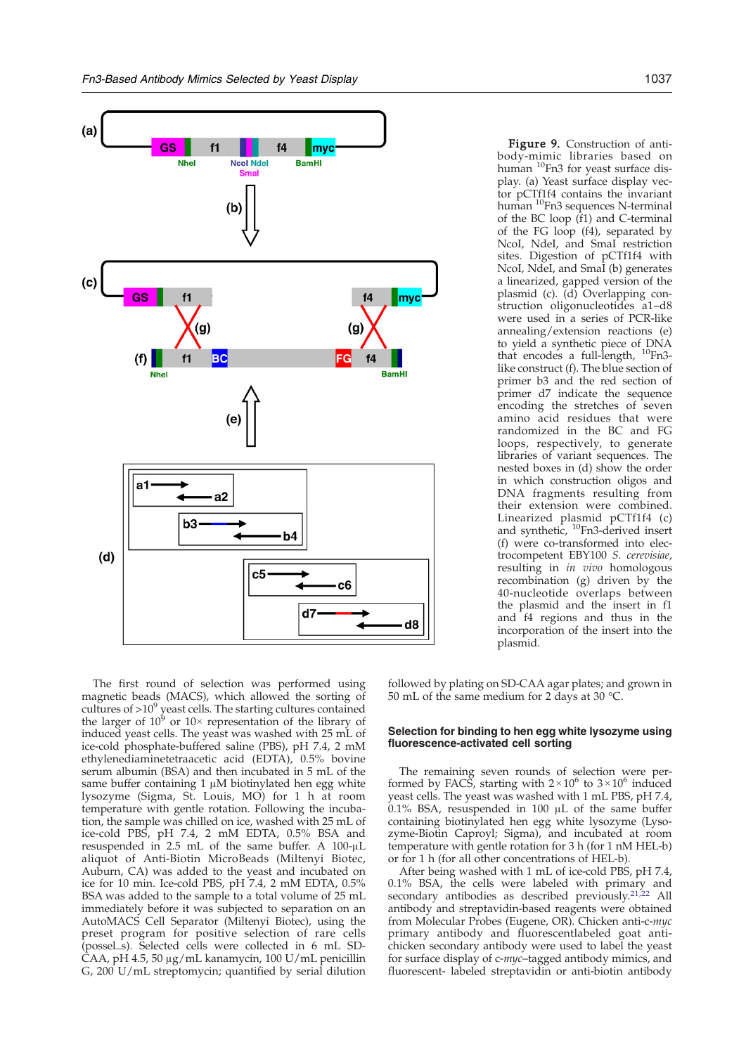**Figure 9.** Construction of antibody-mimic libraries based on human $^{10}$Fn3 for yeast surface display. (a) Yeast surface display vector pCTf1f4 contains the invariant human $^{10}$Fn3 sequences N-terminal of the BC loop (f1) and C-terminal of the FG loop (f4), separated by NcoI, NdeI, and SmaI restriction sites. Digestion of pCTf1f4 with NcoI, NdeI, and SmaI (b) generates a linearized, gapped version of the plasmid (c). (d) Overlapping construction oligonucleotides a1–d8 were used in a series of PCR-like annealing/extension reactions (e) to yield a synthetic piece of DNA that encodes a full-length, $^{10}$Fn3-like construct (f). The blue section of primer b3 and the red section of primer d7 indicate the sequence encoding the stretches of seven amino acid residues that were randomized in the BC and FG loops, respectively, to generate libraries of variant sequences. The nested boxes in (d) show the order in which construction oligos and DNA fragments resulting from their extension were combined. Linearized plasmid pCTf1f4 (c) and synthetic, $^{10}$Fn3-derived insert (f) were co-transformed into electrocompetent EBY100 *S. cerevisiae*, resulting in *in vivo* homologous recombination (g) driven by the 40-nucleotide overlaps between the plasmid and the insert in f1 and f4 regions and thus in the incorporation of the insert into the plasmid.

The first round of selection was performed using magnetic beads (MACS), which allowed the sorting of cultures of $>10^9$ yeast cells. The starting cultures contained the larger of $10^9$ or 10× representation of the library of induced yeast cells. The yeast was washed with 25 mL of ice-cold phosphate-buffered saline (PBS), pH 7.4, 2 mM ethylenediaminetetraacetic acid (EDTA), 0.5% bovine serum albumin (BSA) and then incubated in 5 mL of the same buffer containing 1 μM biotinylated hen egg white lysozyme (Sigma, St. Louis, MO) for 1 h at room temperature with gentle rotation. Following the incubation, the sample was chilled on ice, washed with 25 mL of ice-cold PBS, pH 7.4, 2 mM EDTA, 0.5% BSA and resuspended in 2.5 mL of the same buffer. A 100-μL aliquot of Anti-Biotin MicroBeads (Miltenyi Biotec, Auburn, CA) was added to the yeast and incubated on ice for 10 min. Ice-cold PBS, pH 7.4, 2 mM EDTA, 0.5% BSA was added to the sample to a total volume of 25 mL immediately before it was subjected to separation on an AutoMACS Cell Separator (Miltenyi Biotec), using the preset program for positive selection of rare cells (possel_s). Selected cells were collected in 6 mL SD-CAA, pH 4.5, 50 μg/mL kanamycin, 100 U/mL penicillin G, 200 U/mL streptomycin; quantified by serial dilution followed by plating on SD-CAA agar plates; and grown in 50 mL of the same medium for 2 days at 30 °C.

### Selection for binding to hen egg white lysozyme using fluorescence-activated cell sorting

The remaining seven rounds of selection were performed by FACS, starting with $2\times10^6$ to $3\times10^6$ induced yeast cells. The yeast was washed with 1 mL PBS, pH 7.4, 0.1% BSA, resuspended in 100 μL of the same buffer containing biotinylated hen egg white lysozyme (Lysozyme-Biotin Caproyl; Sigma), and incubated at room temperature with gentle rotation for 3 h (for 1 nM HEL-b) or for 1 h (for all other concentrations of HEL-b).

After being washed with 1 mL of ice-cold PBS, pH 7.4, 0.1% BSA, the cells were labeled with primary and secondary antibodies as described previously.[21,22] All antibody and streptavidin-based reagents were obtained from Molecular Probes (Eugene, OR). Chicken anti-c-*myc* primary antibody and fluorescentlabeled goat anti-chicken secondary antibody were used to label the yeast for surface display of c-*myc*–tagged antibody mimics, and fluorescent- labeled streptavidin or anti-biotin antibody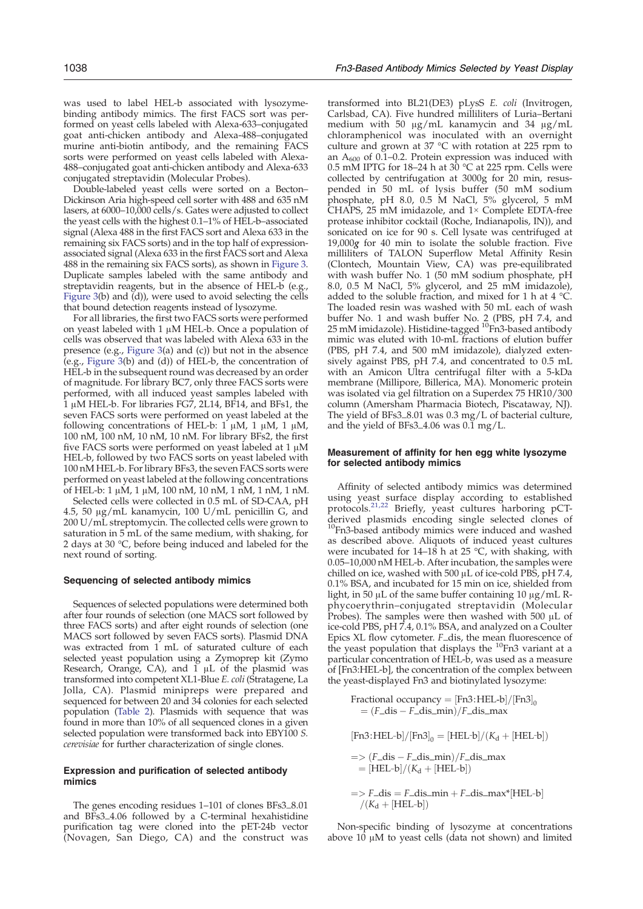was used to label HEL-b associated with lysozyme-binding antibody mimics. The first FACS sort was performed on yeast cells labeled with Alexa-633–conjugated goat anti-chicken antibody and Alexa-488–conjugated murine anti-biotin antibody, and the remaining FACS sorts were performed on yeast cells labeled with Alexa-488–conjugated goat anti-chicken antibody and Alexa-633 conjugated streptavidin (Molecular Probes).

Double-labeled yeast cells were sorted on a Becton–Dickinson Aria high-speed cell sorter with 488 and 635 nM lasers, at 6000–10,000 cells/s. Gates were adjusted to collect the yeast cells with the highest 0.1–1% of HEL-b–associated signal (Alexa 488 in the first FACS sort and Alexa 633 in the remaining six FACS sorts) and in the top half of expression-associated signal (Alexa 633 in the first FACS sort and Alexa 488 in the remaining six FACS sorts), as shown in Figure 3. Duplicate samples labeled with the same antibody and streptavidin reagents, but in the absence of HEL-b (e.g., Figure 3(b) and (d)), were used to avoid selecting the cells that bound detection reagents instead of lysozyme.

For all libraries, the first two FACS sorts were performed on yeast labeled with 1 μM HEL-b. Once a population of cells was observed that was labeled with Alexa 633 in the presence (e.g., Figure 3(a) and (c)) but not in the absence (e.g., Figure 3(b) and (d)) of HEL-b, the concentration of HEL-b in the subsequent round was decreased by an order of magnitude. For library BC7, only three FACS sorts were performed, with all induced yeast samples labeled with 1 μM HEL-b. For libraries FG7, 2L14, BF14, and BFs1, the seven FACS sorts were performed on yeast labeled at the following concentrations of HEL-b: 1 μM, 1 μM, 1 μM, 100 nM, 100 nM, 10 nM, 10 nM. For library BFs2, the first five FACS sorts were performed on yeast labeled at 1 μM HEL-b, followed by two FACS sorts on yeast labeled with 100 nM HEL-b. For library BFs3, the seven FACS sorts were performed on yeast labeled at the following concentrations of HEL-b: 1 μM, 1 μM, 100 nM, 10 nM, 1 nM, 1 nM, 1 nM.

Selected cells were collected in 0.5 mL of SD-CAA, pH 4.5, 50 μg/mL kanamycin, 100 U/mL penicillin G, and 200 U/mL streptomycin. The collected cells were grown to saturation in 5 mL of the same medium, with shaking, for 2 days at 30 °C, before being induced and labeled for the next round of sorting.

#### Sequencing of selected antibody mimics

Sequences of selected populations were determined both after four rounds of selection (one MACS sort followed by three FACS sorts) and after eight rounds of selection (one MACS sort followed by seven FACS sorts). Plasmid DNA was extracted from 1 mL of saturated culture of each selected yeast population using a Zymoprep kit (Zymo Research, Orange, CA), and 1 μL of the plasmid was transformed into competent XL1-Blue *E. coli* (Stratagene, La Jolla, CA). Plasmid minipreps were prepared and sequenced for between 20 and 34 colonies for each selected population (Table 2). Plasmids with sequence that was found in more than 10% of all sequenced clones in a given selected population were transformed back into EBY100 *S. cerevisiae* for further characterization of single clones.

#### Expression and purification of selected antibody mimics

The genes encoding residues 1–101 of clones BFs3_8.01 and BFs3_4.06 followed by a C-terminal hexahistidine purification tag were cloned into the pET-24b vector (Novagen, San Diego, CA) and the construct was transformed into BL21(DE3) pLysS *E. coli* (Invitrogen, Carlsbad, CA). Five hundred milliliters of Luria–Bertani medium with 50 μg/mL kanamycin and 34 μg/mL chloramphenicol was inoculated with an overnight culture and grown at 37 °C with rotation at 225 rpm to an $A_{600}$ of 0.1–0.2. Protein expression was induced with 0.5 mM IPTG for 18–24 h at 30 °C at 225 rpm. Cells were collected by centrifugation at 3000*g* for 20 min, resuspended in 50 mL of lysis buffer (50 mM sodium phosphate, pH 8.0, 0.5 M NaCl, 5% glycerol, 5 mM CHAPS, 25 mM imidazole, and 1× Complete EDTA-free protease inhibitor cocktail (Roche, Indianapolis, IN)), and sonicated on ice for 90 s. Cell lysate was centrifuged at 19,000*g* for 40 min to isolate the soluble fraction. Five milliliters of TALON Superflow Metal Affinity Resin (Clontech, Mountain View, CA) was pre-equilibrated with wash buffer No. 1 (50 mM sodium phosphate, pH 8.0, 0.5 M NaCl, 5% glycerol, and 25 mM imidazole), added to the soluble fraction, and mixed for 1 h at 4 °C. The loaded resin was washed with 50 mL each of wash buffer No. 1 and wash buffer No. 2 (PBS, pH 7.4, and 25 mM imidazole). Histidine-tagged $^{10}$Fn3-based antibody mimic was eluted with 10-mL fractions of elution buffer (PBS, pH 7.4, and 500 mM imidazole), dialyzed extensively against PBS, pH 7.4, and concentrated to 0.5 mL with an Amicon Ultra centrifugal filter with a 5-kDa membrane (Millipore, Billerica, MA). Monomeric protein was isolated via gel filtration on a Superdex 75 HR10/300 column (Amersham Pharmacia Biotech, Piscataway, NJ). The yield of BFs3_8.01 was 0.3 mg/L of bacterial culture, and the yield of BFs3_4.06 was 0.1 mg/L.

#### Measurement of affinity for hen egg white lysozyme for selected antibody mimics

Affinity of selected antibody mimics was determined using yeast surface display according to established protocols.[21,22] Briefly, yeast cultures harboring pCT-derived plasmids encoding single selected clones of $^{10}$Fn3-based antibody mimics were induced and washed as described above. Aliquots of induced yeast cultures were incubated for 14–18 h at 25 °C, with shaking, with 0.05–10,000 nM HEL-b. After incubation, the samples were chilled on ice, washed with 500 μL of ice-cold PBS, pH 7.4, 0.1% BSA, and incubated for 15 min on ice, shielded from light, in 50 μL of the same buffer containing 10 μg/mL R-phycoerythrin–conjugated streptavidin (Molecular Probes). The samples were then washed with 500 μL of ice-cold PBS, pH 7.4, 0.1% BSA, and analyzed on a Coulter Epics XL flow cytometer. *F*_dis, the mean fluorescence of the yeast population that displays the $^{10}$Fn3 variant at a particular concentration of HEL-b, was used as a measure of [Fn3:HEL-b], the concentration of the complex between the yeast-displayed Fn3 and biotinylated lysozyme:

$$\text{Fractional occupancy} = [\text{Fn3:HEL-b}]/[\text{Fn3}]_0 = (F\_\text{dis} - F\_\text{dis\_min})/F\_\text{dis\_max}$$

$$[\text{Fn3:HEL-b}]/[\text{Fn3}]_0 = [\text{HEL-b}]/(K_d + [\text{HEL-b}])$$

$$=> (F\_\text{dis} - F\_\text{dis\_min})/F\_\text{dis\_max} = [\text{HEL-b}]/(K_d + [\text{HEL-b}])$$

$$=> F\_\text{dis} = F\_\text{dis\_min} + F\_\text{dis\_max} * [\text{HEL-b}]/(K_d + [\text{HEL-b}])$$

Non-specific binding of lysozyme at concentrations above 10 μM to yeast cells (data not shown) and limited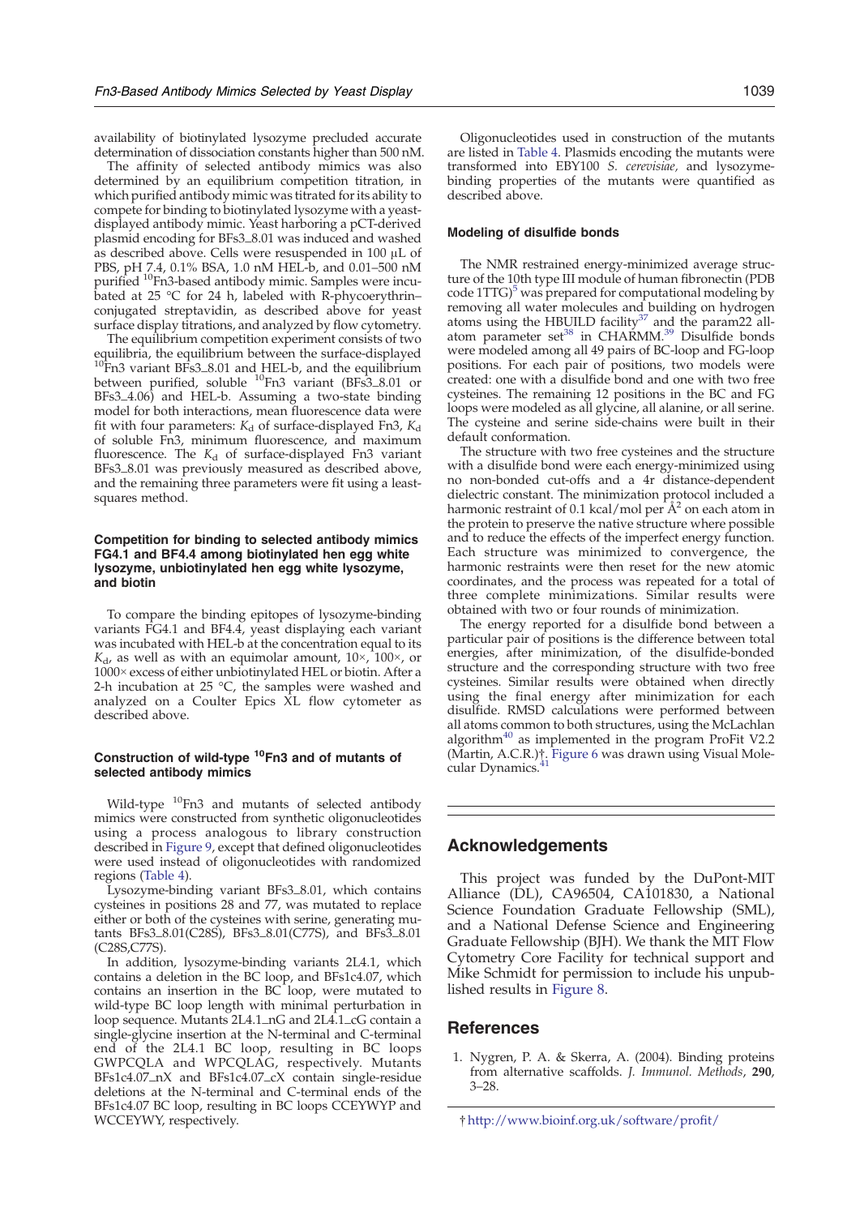availability of biotinylated lysozyme precluded accurate determination of dissociation constants higher than 500 nM.

The affinity of selected antibody mimics was also determined by an equilibrium competition titration, in which purified antibody mimic was titrated for its ability to compete for binding to biotinylated lysozyme with a yeast-displayed antibody mimic. Yeast harboring a pCT-derived plasmid encoding for BFs3_8.01 was induced and washed as described above. Cells were resuspended in 100 μL of PBS, pH 7.4, 0.1% BSA, 1.0 nM HEL-b, and 0.01–500 nM purified $^{10}$Fn3-based antibody mimic. Samples were incubated at 25 °C for 24 h, labeled with R-phycoerythrin–conjugated streptavidin, as described above for yeast surface display titrations, and analyzed by flow cytometry.

The equilibrium competition experiment consists of two equilibria, the equilibrium between the surface-displayed $^{10}$Fn3 variant BFs3_8.01 and HEL-b, and the equilibrium between purified, soluble $^{10}$Fn3 variant (BFs3_8.01 or BFs3_4.06) and HEL-b. Assuming a two-state binding model for both interactions, mean fluorescence data were fit with four parameters: $K_d$ of surface-displayed Fn3, $K_d$ of soluble Fn3, minimum fluorescence, and maximum fluorescence. The $K_d$ of surface-displayed Fn3 variant BFs3_8.01 was previously measured as described above, and the remaining three parameters were fit using a least-squares method.

### Competition for binding to selected antibody mimics FG4.1 and BF4.4 among biotinylated hen egg white lysozyme, unbiotinylated hen egg white lysozyme, and biotin

To compare the binding epitopes of lysozyme-binding variants FG4.1 and BF4.4, yeast displaying each variant was incubated with HEL-b at the concentration equal to its $K_d$, as well as with an equimolar amount, 10×, 100×, or 1000× excess of either unbiotinylated HEL or biotin. After a 2-h incubation at 25 °C, the samples were washed and analyzed on a Coulter Epics XL flow cytometer as described above.

### Construction of wild-type $^{10}$Fn3 and of mutants of selected antibody mimics

Wild-type $^{10}$Fn3 and mutants of selected antibody mimics were constructed from synthetic oligonucleotides using a process analogous to library construction described in Figure 9, except that defined oligonucleotides were used instead of oligonucleotides with randomized regions (Table 4).

Lysozyme-binding variant BFs3_8.01, which contains cysteines in positions 28 and 77, was mutated to replace either or both of the cysteines with serine, generating mutants BFs3_8.01(C28S), BFs3_8.01(C77S), and BFs3_8.01 (C28S,C77S).

In addition, lysozyme-binding variants 2L4.1, which contains a deletion in the BC loop, and BFs1c4.07, which contains an insertion in the BC loop, were mutated to wild-type BC loop length with minimal perturbation in loop sequence. Mutants 2L4.1_nG and 2L4.1_cG contain a single-glycine insertion at the N-terminal and C-terminal end of the 2L4.1 BC loop, resulting in BC loops GWPCQLA and WPCQLAG, respectively. Mutants BFs1c4.07_nX and BFs1c4.07_cX contain single-residue deletions at the N-terminal and C-terminal ends of the BFs1c4.07 BC loop, resulting in BC loops CCEYWYP and WCCEYWY, respectively.

Oligonucleotides used in construction of the mutants are listed in Table 4. Plasmids encoding the mutants were transformed into EBY100 *S. cerevisiae,* and lysozyme-binding properties of the mutants were quantified as described above.

### Modeling of disulfide bonds

The NMR restrained energy-minimized average structure of the 10th type III module of human fibronectin (PDB code 1TTG)[5] was prepared for computational modeling by removing all water molecules and building on hydrogen atoms using the HBUILD facility[37] and the param22 all-atom parameter set[38] in CHARMM.[39] Disulfide bonds were modeled among all 49 pairs of BC-loop and FG-loop positions. For each pair of positions, two models were created: one with a disulfide bond and one with two free cysteines. The remaining 12 positions in the BC and FG loops were modeled as all glycine, all alanine, or all serine. The cysteine and serine side-chains were built in their default conformation.

The structure with two free cysteines and the structure with a disulfide bond were each energy-minimized using no non-bonded cut-offs and a 4r distance-dependent dielectric constant. The minimization protocol included a harmonic restraint of 0.1 kcal/mol per Å$^2$ on each atom in the protein to preserve the native structure where possible and to reduce the effects of the imperfect energy function. Each structure was minimized to convergence, the harmonic restraints were then reset for the new atomic coordinates, and the process was repeated for a total of three complete minimizations. Similar results were obtained with two or four rounds of minimization.

The energy reported for a disulfide bond between a particular pair of positions is the difference between total energies, after minimization, of the disulfide-bonded structure and the corresponding structure with two free cysteines. Similar results were obtained when directly using the final energy after minimization for each disulfide. RMSD calculations were performed between all atoms common to both structures, using the McLachlan algorithm[40] as implemented in the program ProFit V2.2 (Martin, A.C.R.)†. Figure 6 was drawn using Visual Molecular Dynamics.[41]

## Acknowledgements

This project was funded by the DuPont-MIT Alliance (DL), CA96504, CA101830, a National Science Foundation Graduate Fellowship (SML), and a National Defense Science and Engineering Graduate Fellowship (BJH). We thank the MIT Flow Cytometry Core Facility for technical support and Mike Schmidt for permission to include his unpublished results in Figure 8.

## References

1. Nygren, P. A. & Skerra, A. (2004). Binding proteins from alternative scaffolds. *J. Immunol. Methods*, **290**, 3–28.

† http://www.bioinf.org.uk/software/profit/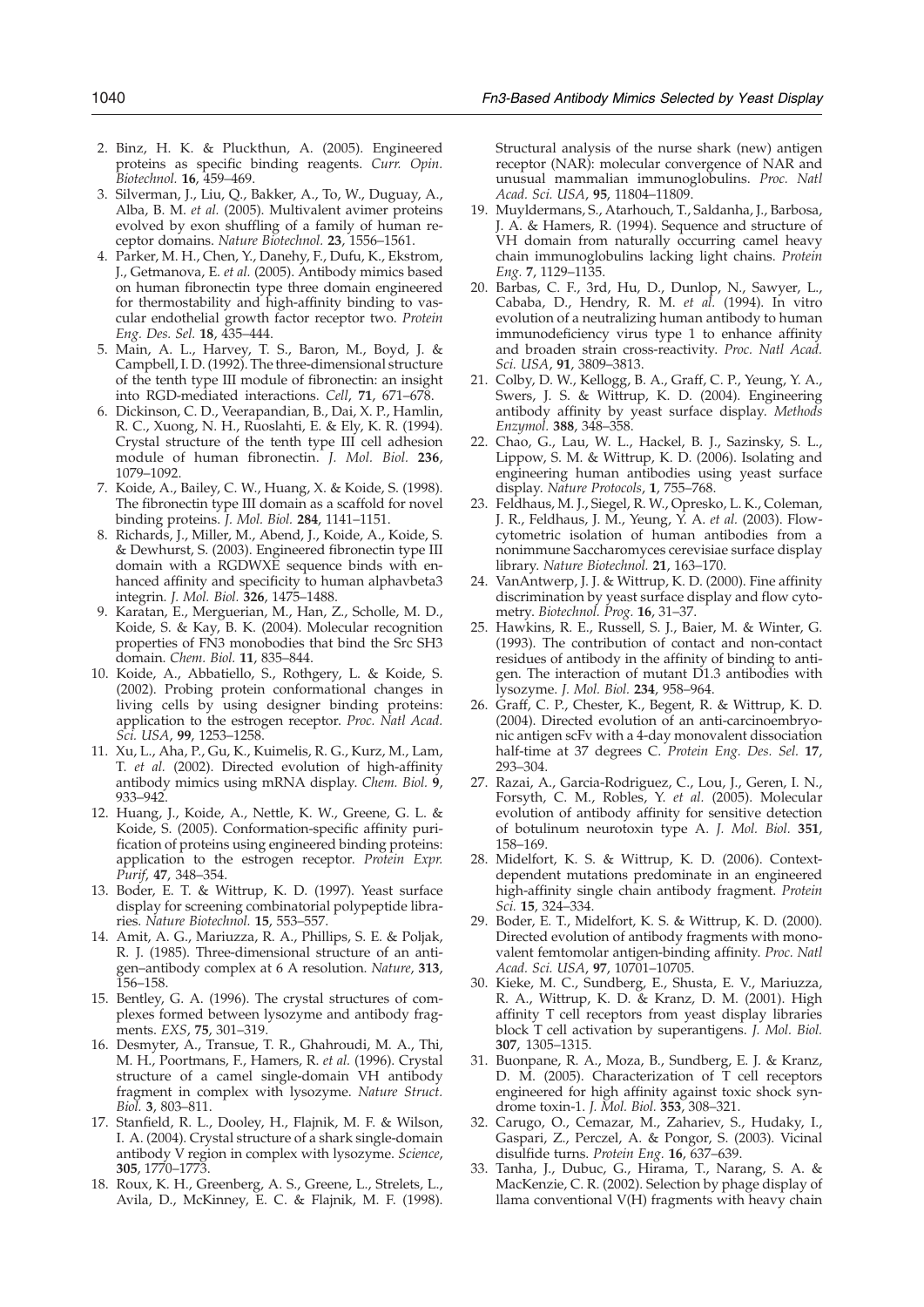2. Binz, H. K. & Pluckthun, A. (2005). Engineered proteins as specific binding reagents. *Curr. Opin. Biotechnol.* **16**, 459–469.
3. Silverman, J., Liu, Q., Bakker, A., To, W., Duguay, A., Alba, B. M. *et al.* (2005). Multivalent avimer proteins evolved by exon shuffling of a family of human receptor domains. *Nature Biotechnol.* **23**, 1556–1561.
4. Parker, M. H., Chen, Y., Danehy, F., Dufu, K., Ekstrom, J., Getmanova, E. *et al.* (2005). Antibody mimics based on human fibronectin type three domain engineered for thermostability and high-affinity binding to vascular endothelial growth factor receptor two. *Protein Eng. Des. Sel.* **18**, 435–444.
5. Main, A. L., Harvey, T. S., Baron, M., Boyd, J. & Campbell, I. D. (1992). The three-dimensional structure of the tenth type III module of fibronectin: an insight into RGD-mediated interactions. *Cell*, **71**, 671–678.
6. Dickinson, C. D., Veerapandian, B., Dai, X. P., Hamlin, R. C., Xuong, N. H., Ruoslahti, E. & Ely, K. R. (1994). Crystal structure of the tenth type III cell adhesion module of human fibronectin. *J. Mol. Biol.* **236**, 1079–1092.
7. Koide, A., Bailey, C. W., Huang, X. & Koide, S. (1998). The fibronectin type III domain as a scaffold for novel binding proteins. *J. Mol. Biol.* **284**, 1141–1151.
8. Richards, J., Miller, M., Abend, J., Koide, A., Koide, S. & Dewhurst, S. (2003). Engineered fibronectin type III domain with a RGDWXE sequence binds with enhanced affinity and specificity to human alphavbeta3 integrin. *J. Mol. Biol.* **326**, 1475–1488.
9. Karatan, E., Merguerian, M., Han, Z., Scholle, M. D., Koide, S. & Kay, B. K. (2004). Molecular recognition properties of FN3 monobodies that bind the Src SH3 domain. *Chem. Biol.* **11**, 835–844.
10. Koide, A., Abbatiello, S., Rothgery, L. & Koide, S. (2002). Probing protein conformational changes in living cells by using designer binding proteins: application to the estrogen receptor. *Proc. Natl Acad. Sci. USA*, **99**, 1253–1258.
11. Xu, L., Aha, P., Gu, K., Kuimelis, R. G., Kurz, M., Lam, T. *et al.* (2002). Directed evolution of high-affinity antibody mimics using mRNA display. *Chem. Biol.* **9**, 933–942.
12. Huang, J., Koide, A., Nettle, K. W., Greene, G. L. & Koide, S. (2005). Conformation-specific affinity purification of proteins using engineered binding proteins: application to the estrogen receptor. *Protein Expr. Purif*, **47**, 348–354.
13. Boder, E. T. & Wittrup, K. D. (1997). Yeast surface display for screening combinatorial polypeptide libraries. *Nature Biotechnol.* **15**, 553–557.
14. Amit, A. G., Mariuzza, R. A., Phillips, S. E. & Poljak, R. J. (1985). Three-dimensional structure of an antigen–antibody complex at 6 A resolution. *Nature*, **313**, 156–158.
15. Bentley, G. A. (1996). The crystal structures of complexes formed between lysozyme and antibody fragments. *EXS*, **75**, 301–319.
16. Desmyter, A., Transue, T. R., Ghahroudi, M. A., Thi, M. H., Poortmans, F., Hamers, R. *et al.* (1996). Crystal structure of a camel single-domain VH antibody fragment in complex with lysozyme. *Nature Struct. Biol.* **3**, 803–811.
17. Stanfield, R. L., Dooley, H., Flajnik, M. F. & Wilson, I. A. (2004). Crystal structure of a shark single-domain antibody V region in complex with lysozyme. *Science*, **305**, 1770–1773.
18. Roux, K. H., Greenberg, A. S., Greene, L., Strelets, L., Avila, D., McKinney, E. C. & Flajnik, M. F. (1998). Structural analysis of the nurse shark (new) antigen receptor (NAR): molecular convergence of NAR and unusual mammalian immunoglobulins. *Proc. Natl Acad. Sci. USA*, **95**, 11804–11809.
19. Muyldermans, S., Atarhouch, T., Saldanha, J., Barbosa, J. A. & Hamers, R. (1994). Sequence and structure of VH domain from naturally occurring camel heavy chain immunoglobulins lacking light chains. *Protein Eng.* **7**, 1129–1135.
20. Barbas, C. F., 3rd, Hu, D., Dunlop, N., Sawyer, L., Cababa, D., Hendry, R. M. *et al.* (1994). In vitro evolution of a neutralizing human antibody to human immunodeficiency virus type 1 to enhance affinity and broaden strain cross-reactivity. *Proc. Natl Acad. Sci. USA*, **91**, 3809–3813.
21. Colby, D. W., Kellogg, B. A., Graff, C. P., Yeung, Y. A., Swers, J. S. & Wittrup, K. D. (2004). Engineering antibody affinity by yeast surface display. *Methods Enzymol.* **388**, 348–358.
22. Chao, G., Lau, W. L., Hackel, B. J., Sazinsky, S. L., Lippow, S. M. & Wittrup, K. D. (2006). Isolating and engineering human antibodies using yeast surface display. *Nature Protocols*, **1**, 755–768.
23. Feldhaus, M. J., Siegel, R. W., Opresko, L. K., Coleman, J. R., Feldhaus, J. M., Yeung, Y. A. *et al.* (2003). Flow-cytometric isolation of human antibodies from a nonimmune Saccharomyces cerevisiae surface display library. *Nature Biotechnol.* **21**, 163–170.
24. VanAntwerp, J. J. & Wittrup, K. D. (2000). Fine affinity discrimination by yeast surface display and flow cytometry. *Biotechnol. Prog.* **16**, 31–37.
25. Hawkins, R. E., Russell, S. J., Baier, M. & Winter, G. (1993). The contribution of contact and non-contact residues of antibody in the affinity of binding to antigen. The interaction of mutant D1.3 antibodies with lysozyme. *J. Mol. Biol.* **234**, 958–964.
26. Graff, C. P., Chester, K., Begent, R. & Wittrup, K. D. (2004). Directed evolution of an anti-carcinoembryonic antigen scFv with a 4-day monovalent dissociation half-time at 37 degrees C. *Protein Eng. Des. Sel.* **17**, 293–304.
27. Razai, A., Garcia-Rodriguez, C., Lou, J., Geren, I. N., Forsyth, C. M., Robles, Y. *et al.* (2005). Molecular evolution of antibody affinity for sensitive detection of botulinum neurotoxin type A. *J. Mol. Biol.* **351**, 158–169.
28. Midelfort, K. S. & Wittrup, K. D. (2006). Context-dependent mutations predominate in an engineered high-affinity single chain antibody fragment. *Protein Sci.* **15**, 324–334.
29. Boder, E. T., Midelfort, K. S. & Wittrup, K. D. (2000). Directed evolution of antibody fragments with monovalent femtomolar antigen-binding affinity. *Proc. Natl Acad. Sci. USA*, **97**, 10701–10705.
30. Kieke, M. C., Sundberg, E., Shusta, E. V., Mariuzza, R. A., Wittrup, K. D. & Kranz, D. M. (2001). High affinity T cell receptors from yeast display libraries block T cell activation by superantigens. *J. Mol. Biol.* **307**, 1305–1315.
31. Buonpane, R. A., Moza, B., Sundberg, E. J. & Kranz, D. M. (2005). Characterization of T cell receptors engineered for high affinity against toxic shock syndrome toxin-1. *J. Mol. Biol.* **353**, 308–321.
32. Carugo, O., Cemazar, M., Zahariev, S., Hudaky, I., Gaspari, Z., Perczel, A. & Pongor, S. (2003). Vicinal disulfide turns. *Protein Eng.* **16**, 637–639.
33. Tanha, J., Dubuc, G., Hirama, T., Narang, S. A. & MacKenzie, C. R. (2002). Selection by phage display of llama conventional V(H) fragments with heavy chain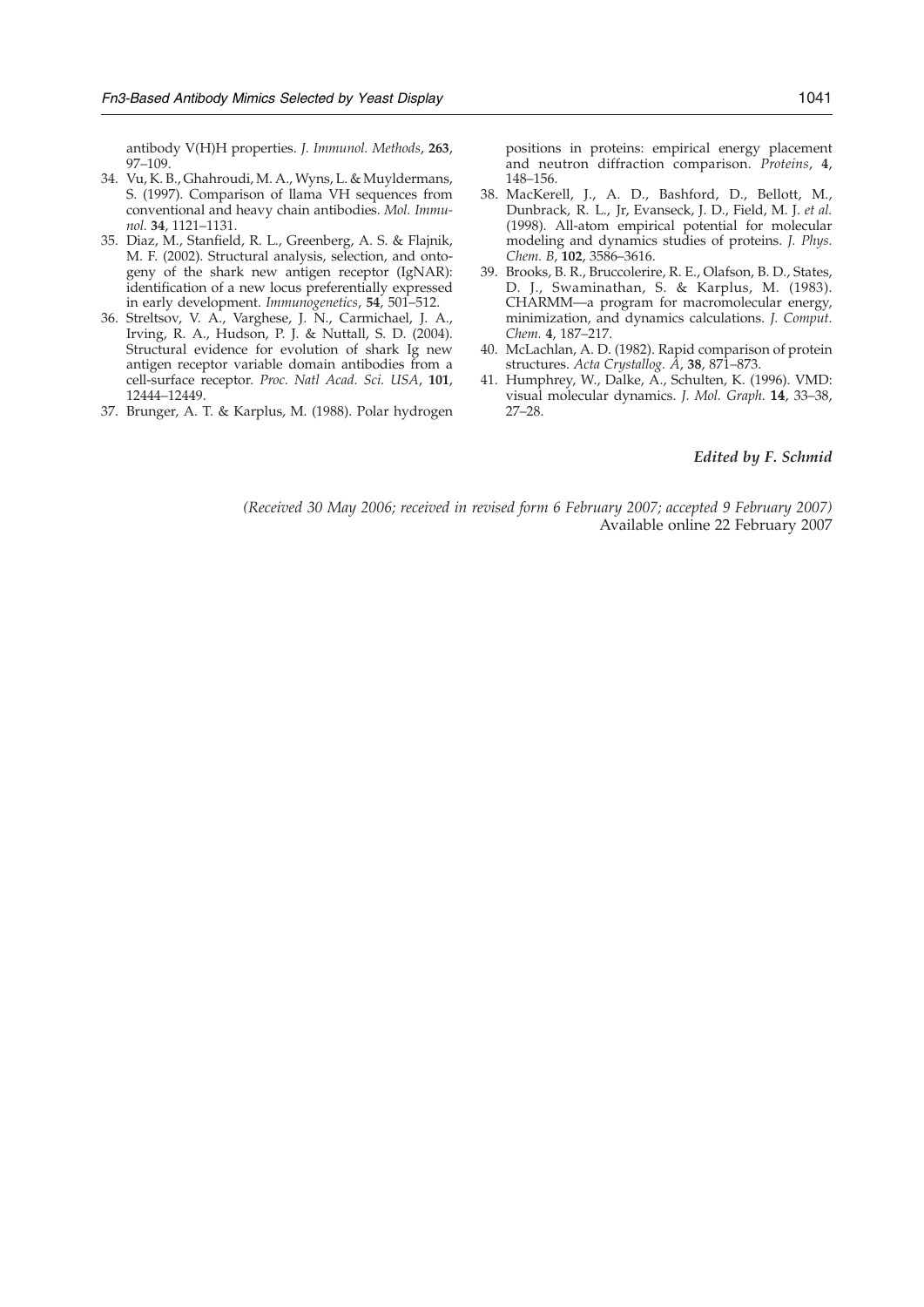antibody V(H)H properties. *J. Immunol. Methods*, **263**, 97–109.

34. Vu, K. B., Ghahroudi, M. A., Wyns, L. & Muyldermans, S. (1997). Comparison of llama VH sequences from conventional and heavy chain antibodies. *Mol. Immunol.* **34**, 1121–1131.
35. Diaz, M., Stanfield, R. L., Greenberg, A. S. & Flajnik, M. F. (2002). Structural analysis, selection, and ontogeny of the shark new antigen receptor (IgNAR): identification of a new locus preferentially expressed in early development. *Immunogenetics*, **54**, 501–512.
36. Streltsov, V. A., Varghese, J. N., Carmichael, J. A., Irving, R. A., Hudson, P. J. & Nuttall, S. D. (2004). Structural evidence for evolution of shark Ig new antigen receptor variable domain antibodies from a cell-surface receptor. *Proc. Natl Acad. Sci. USA*, **101**, 12444–12449.
37. Brunger, A. T. & Karplus, M. (1988). Polar hydrogen positions in proteins: empirical energy placement and neutron diffraction comparison. *Proteins*, **4**, 148–156.
38. MacKerell, J., A. D., Bashford, D., Bellott, M., Dunbrack, R. L., Jr, Evanseck, J. D., Field, M. J. *et al.* (1998). All-atom empirical potential for molecular modeling and dynamics studies of proteins. *J. Phys. Chem. B*, **102**, 3586–3616.
39. Brooks, B. R., Bruccolerire, R. E., Olafson, B. D., States, D. J., Swaminathan, S. & Karplus, M. (1983). CHARMM—a program for macromolecular energy, minimization, and dynamics calculations. *J. Comput. Chem.* **4**, 187–217.
40. McLachlan, A. D. (1982). Rapid comparison of protein structures. *Acta Crystallog. A*, **38**, 871–873.
41. Humphrey, W., Dalke, A., Schulten, K. (1996). VMD: visual molecular dynamics. *J. Mol. Graph.* **14**, 33–38, 27–28.

***Edited by F. Schmid***

*(Received 30 May 2006; received in revised form 6 February 2007; accepted 9 February 2007)*
Available online 22 February 2007